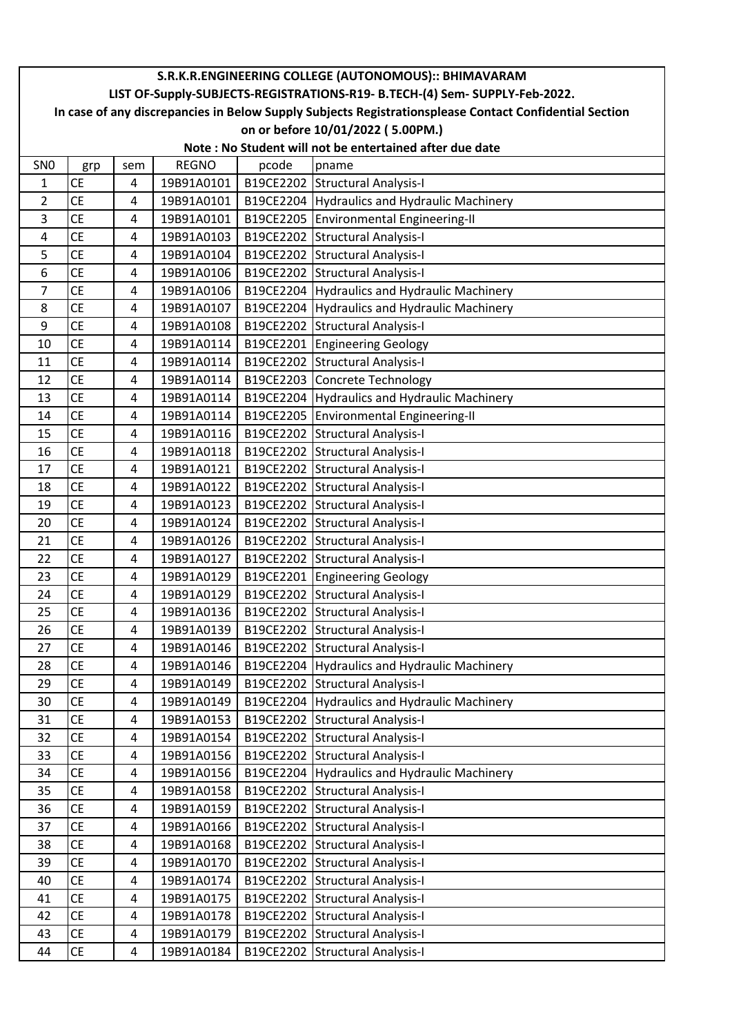**S.R.K.R.ENGINEERING COLLEGE (AUTONOMOUS):: BHIMAVARAM**

**LIST OF-Supply-SUBJECTS-REGISTRATIONS-R19- B.TECH-(4) Sem- SUPPLY-Feb-2022.**

**In case of any discrepancies in Below Supply Subjects Registrationsplease Contact Confidential Section on or before 10/01/2022 ( 5.00PM.)**

**Note : No Student will not be entertained after due date**

| SN0 | grp | sem | REGNO | pcode | pname |
|---|---|---|---|---|---|
| 1 | CE | 4 | 19B91A0101 | B19CE2202 | Structural Analysis-I |
| 2 | CE | 4 | 19B91A0101 | B19CE2204 | Hydraulics and Hydraulic Machinery |
| 3 | CE | 4 | 19B91A0101 | B19CE2205 | Environmental Engineering-II |
| 4 | CE | 4 | 19B91A0103 | B19CE2202 | Structural Analysis-I |
| 5 | CE | 4 | 19B91A0104 | B19CE2202 | Structural Analysis-I |
| 6 | CE | 4 | 19B91A0106 | B19CE2202 | Structural Analysis-I |
| 7 | CE | 4 | 19B91A0106 | B19CE2204 | Hydraulics and Hydraulic Machinery |
| 8 | CE | 4 | 19B91A0107 | B19CE2204 | Hydraulics and Hydraulic Machinery |
| 9 | CE | 4 | 19B91A0108 | B19CE2202 | Structural Analysis-I |
| 10 | CE | 4 | 19B91A0114 | B19CE2201 | Engineering Geology |
| 11 | CE | 4 | 19B91A0114 | B19CE2202 | Structural Analysis-I |
| 12 | CE | 4 | 19B91A0114 | B19CE2203 | Concrete Technology |
| 13 | CE | 4 | 19B91A0114 | B19CE2204 | Hydraulics and Hydraulic Machinery |
| 14 | CE | 4 | 19B91A0114 | B19CE2205 | Environmental Engineering-II |
| 15 | CE | 4 | 19B91A0116 | B19CE2202 | Structural Analysis-I |
| 16 | CE | 4 | 19B91A0118 | B19CE2202 | Structural Analysis-I |
| 17 | CE | 4 | 19B91A0121 | B19CE2202 | Structural Analysis-I |
| 18 | CE | 4 | 19B91A0122 | B19CE2202 | Structural Analysis-I |
| 19 | CE | 4 | 19B91A0123 | B19CE2202 | Structural Analysis-I |
| 20 | CE | 4 | 19B91A0124 | B19CE2202 | Structural Analysis-I |
| 21 | CE | 4 | 19B91A0126 | B19CE2202 | Structural Analysis-I |
| 22 | CE | 4 | 19B91A0127 | B19CE2202 | Structural Analysis-I |
| 23 | CE | 4 | 19B91A0129 | B19CE2201 | Engineering Geology |
| 24 | CE | 4 | 19B91A0129 | B19CE2202 | Structural Analysis-I |
| 25 | CE | 4 | 19B91A0136 | B19CE2202 | Structural Analysis-I |
| 26 | CE | 4 | 19B91A0139 | B19CE2202 | Structural Analysis-I |
| 27 | CE | 4 | 19B91A0146 | B19CE2202 | Structural Analysis-I |
| 28 | CE | 4 | 19B91A0146 | B19CE2204 | Hydraulics and Hydraulic Machinery |
| 29 | CE | 4 | 19B91A0149 | B19CE2202 | Structural Analysis-I |
| 30 | CE | 4 | 19B91A0149 | B19CE2204 | Hydraulics and Hydraulic Machinery |
| 31 | CE | 4 | 19B91A0153 | B19CE2202 | Structural Analysis-I |
| 32 | CE | 4 | 19B91A0154 | B19CE2202 | Structural Analysis-I |
| 33 | CE | 4 | 19B91A0156 | B19CE2202 | Structural Analysis-I |
| 34 | CE | 4 | 19B91A0156 | B19CE2204 | Hydraulics and Hydraulic Machinery |
| 35 | CE | 4 | 19B91A0158 | B19CE2202 | Structural Analysis-I |
| 36 | CE | 4 | 19B91A0159 | B19CE2202 | Structural Analysis-I |
| 37 | CE | 4 | 19B91A0166 | B19CE2202 | Structural Analysis-I |
| 38 | CE | 4 | 19B91A0168 | B19CE2202 | Structural Analysis-I |
| 39 | CE | 4 | 19B91A0170 | B19CE2202 | Structural Analysis-I |
| 40 | CE | 4 | 19B91A0174 | B19CE2202 | Structural Analysis-I |
| 41 | CE | 4 | 19B91A0175 | B19CE2202 | Structural Analysis-I |
| 42 | CE | 4 | 19B91A0178 | B19CE2202 | Structural Analysis-I |
| 43 | CE | 4 | 19B91A0179 | B19CE2202 | Structural Analysis-I |
| 44 | CE | 4 | 19B91A0184 | B19CE2202 | Structural Analysis-I |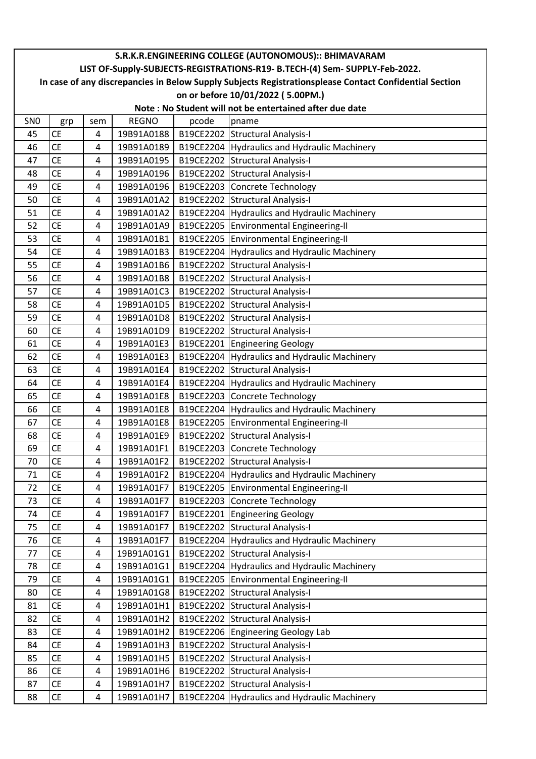**S.R.K.R.ENGINEERING COLLEGE (AUTONOMOUS):: BHIMAVARAM**

**LIST OF-Supply-SUBJECTS-REGISTRATIONS-R19- B.TECH-(4) Sem- SUPPLY-Feb-2022.**

**In case of any discrepancies in Below Supply Subjects Registrationsplease Contact Confidential Section on or before 10/01/2022 ( 5.00PM.)**

**Note : No Student will not be entertained after due date**

| SN0 | grp | sem | REGNO | pcode | pname |
|---|---|---|---|---|---|
| 45 | CE | 4 | 19B91A0188 | B19CE2202 | Structural Analysis-I |
| 46 | CE | 4 | 19B91A0189 | B19CE2204 | Hydraulics and Hydraulic Machinery |
| 47 | CE | 4 | 19B91A0195 | B19CE2202 | Structural Analysis-I |
| 48 | CE | 4 | 19B91A0196 | B19CE2202 | Structural Analysis-I |
| 49 | CE | 4 | 19B91A0196 | B19CE2203 | Concrete Technology |
| 50 | CE | 4 | 19B91A01A2 | B19CE2202 | Structural Analysis-I |
| 51 | CE | 4 | 19B91A01A2 | B19CE2204 | Hydraulics and Hydraulic Machinery |
| 52 | CE | 4 | 19B91A01A9 | B19CE2205 | Environmental Engineering-II |
| 53 | CE | 4 | 19B91A01B1 | B19CE2205 | Environmental Engineering-II |
| 54 | CE | 4 | 19B91A01B3 | B19CE2204 | Hydraulics and Hydraulic Machinery |
| 55 | CE | 4 | 19B91A01B6 | B19CE2202 | Structural Analysis-I |
| 56 | CE | 4 | 19B91A01B8 | B19CE2202 | Structural Analysis-I |
| 57 | CE | 4 | 19B91A01C3 | B19CE2202 | Structural Analysis-I |
| 58 | CE | 4 | 19B91A01D5 | B19CE2202 | Structural Analysis-I |
| 59 | CE | 4 | 19B91A01D8 | B19CE2202 | Structural Analysis-I |
| 60 | CE | 4 | 19B91A01D9 | B19CE2202 | Structural Analysis-I |
| 61 | CE | 4 | 19B91A01E3 | B19CE2201 | Engineering Geology |
| 62 | CE | 4 | 19B91A01E3 | B19CE2204 | Hydraulics and Hydraulic Machinery |
| 63 | CE | 4 | 19B91A01E4 | B19CE2202 | Structural Analysis-I |
| 64 | CE | 4 | 19B91A01E4 | B19CE2204 | Hydraulics and Hydraulic Machinery |
| 65 | CE | 4 | 19B91A01E8 | B19CE2203 | Concrete Technology |
| 66 | CE | 4 | 19B91A01E8 | B19CE2204 | Hydraulics and Hydraulic Machinery |
| 67 | CE | 4 | 19B91A01E8 | B19CE2205 | Environmental Engineering-II |
| 68 | CE | 4 | 19B91A01E9 | B19CE2202 | Structural Analysis-I |
| 69 | CE | 4 | 19B91A01F1 | B19CE2203 | Concrete Technology |
| 70 | CE | 4 | 19B91A01F2 | B19CE2202 | Structural Analysis-I |
| 71 | CE | 4 | 19B91A01F2 | B19CE2204 | Hydraulics and Hydraulic Machinery |
| 72 | CE | 4 | 19B91A01F7 | B19CE2205 | Environmental Engineering-II |
| 73 | CE | 4 | 19B91A01F7 | B19CE2203 | Concrete Technology |
| 74 | CE | 4 | 19B91A01F7 | B19CE2201 | Engineering Geology |
| 75 | CE | 4 | 19B91A01F7 | B19CE2202 | Structural Analysis-I |
| 76 | CE | 4 | 19B91A01F7 | B19CE2204 | Hydraulics and Hydraulic Machinery |
| 77 | CE | 4 | 19B91A01G1 | B19CE2202 | Structural Analysis-I |
| 78 | CE | 4 | 19B91A01G1 | B19CE2204 | Hydraulics and Hydraulic Machinery |
| 79 | CE | 4 | 19B91A01G1 | B19CE2205 | Environmental Engineering-II |
| 80 | CE | 4 | 19B91A01G8 | B19CE2202 | Structural Analysis-I |
| 81 | CE | 4 | 19B91A01H1 | B19CE2202 | Structural Analysis-I |
| 82 | CE | 4 | 19B91A01H2 | B19CE2202 | Structural Analysis-I |
| 83 | CE | 4 | 19B91A01H2 | B19CE2206 | Engineering Geology Lab |
| 84 | CE | 4 | 19B91A01H3 | B19CE2202 | Structural Analysis-I |
| 85 | CE | 4 | 19B91A01H5 | B19CE2202 | Structural Analysis-I |
| 86 | CE | 4 | 19B91A01H6 | B19CE2202 | Structural Analysis-I |
| 87 | CE | 4 | 19B91A01H7 | B19CE2202 | Structural Analysis-I |
| 88 | CE | 4 | 19B91A01H7 | B19CE2204 | Hydraulics and Hydraulic Machinery |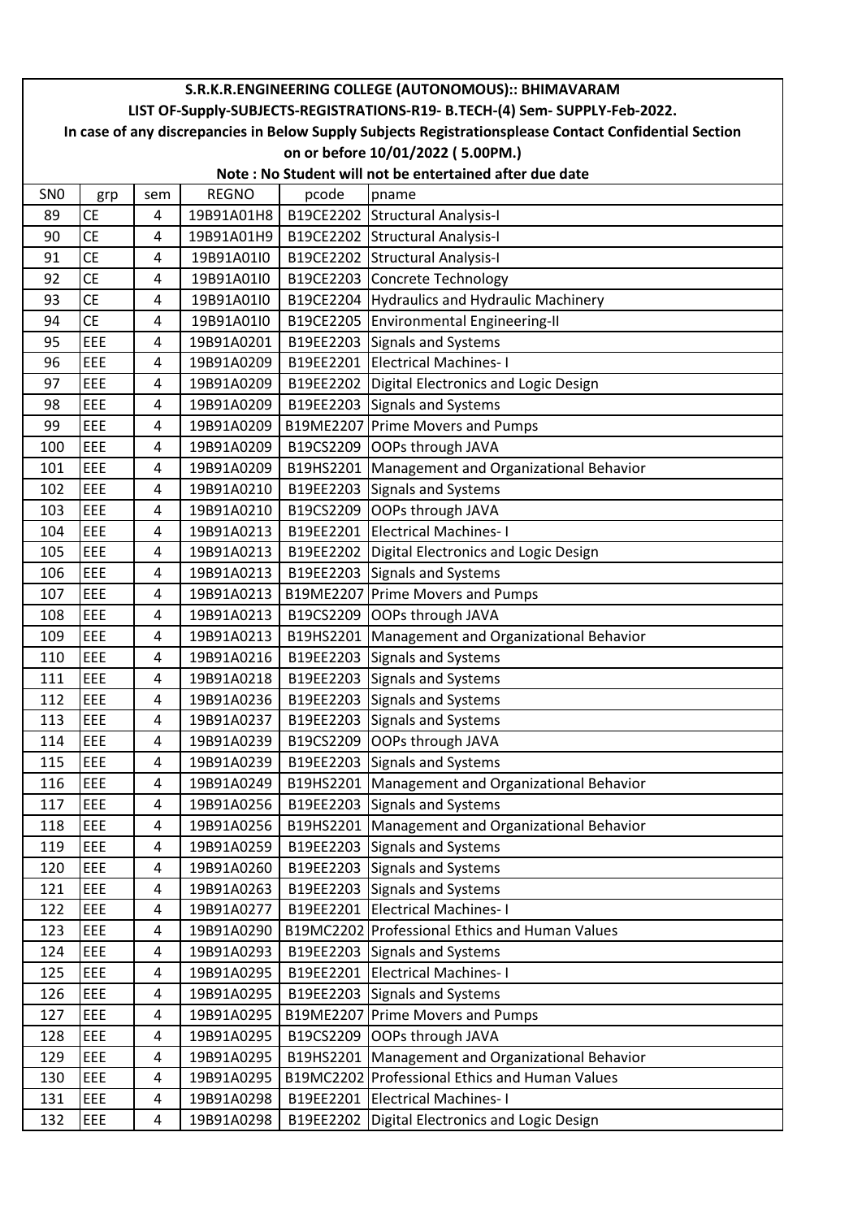**S.R.K.R.ENGINEERING COLLEGE (AUTONOMOUS):: BHIMAVARAM**

**LIST OF-Supply-SUBJECTS-REGISTRATIONS-R19- B.TECH-(4) Sem- SUPPLY-Feb-2022.**

**In case of any discrepancies in Below Supply Subjects Registrationsplease Contact Confidential Section on or before 10/01/2022 ( 5.00PM.)**

**Note : No Student will not be entertained after due date**

| SN0 | grp | sem | REGNO | pcode | pname |
|---|---|---|---|---|---|
| 89 | CE | 4 | 19B91A01H8 | B19CE2202 | Structural Analysis-I |
| 90 | CE | 4 | 19B91A01H9 | B19CE2202 | Structural Analysis-I |
| 91 | CE | 4 | 19B91A01I0 | B19CE2202 | Structural Analysis-I |
| 92 | CE | 4 | 19B91A01I0 | B19CE2203 | Concrete Technology |
| 93 | CE | 4 | 19B91A01I0 | B19CE2204 | Hydraulics and Hydraulic Machinery |
| 94 | CE | 4 | 19B91A01I0 | B19CE2205 | Environmental Engineering-II |
| 95 | EEE | 4 | 19B91A0201 | B19EE2203 | Signals and Systems |
| 96 | EEE | 4 | 19B91A0209 | B19EE2201 | Electrical Machines- I |
| 97 | EEE | 4 | 19B91A0209 | B19EE2202 | Digital Electronics and Logic Design |
| 98 | EEE | 4 | 19B91A0209 | B19EE2203 | Signals and Systems |
| 99 | EEE | 4 | 19B91A0209 | B19ME2207 | Prime Movers and Pumps |
| 100 | EEE | 4 | 19B91A0209 | B19CS2209 | OOPs through JAVA |
| 101 | EEE | 4 | 19B91A0209 | B19HS2201 | Management and Organizational Behavior |
| 102 | EEE | 4 | 19B91A0210 | B19EE2203 | Signals and Systems |
| 103 | EEE | 4 | 19B91A0210 | B19CS2209 | OOPs through JAVA |
| 104 | EEE | 4 | 19B91A0213 | B19EE2201 | Electrical Machines- I |
| 105 | EEE | 4 | 19B91A0213 | B19EE2202 | Digital Electronics and Logic Design |
| 106 | EEE | 4 | 19B91A0213 | B19EE2203 | Signals and Systems |
| 107 | EEE | 4 | 19B91A0213 | B19ME2207 | Prime Movers and Pumps |
| 108 | EEE | 4 | 19B91A0213 | B19CS2209 | OOPs through JAVA |
| 109 | EEE | 4 | 19B91A0213 | B19HS2201 | Management and Organizational Behavior |
| 110 | EEE | 4 | 19B91A0216 | B19EE2203 | Signals and Systems |
| 111 | EEE | 4 | 19B91A0218 | B19EE2203 | Signals and Systems |
| 112 | EEE | 4 | 19B91A0236 | B19EE2203 | Signals and Systems |
| 113 | EEE | 4 | 19B91A0237 | B19EE2203 | Signals and Systems |
| 114 | EEE | 4 | 19B91A0239 | B19CS2209 | OOPs through JAVA |
| 115 | EEE | 4 | 19B91A0239 | B19EE2203 | Signals and Systems |
| 116 | EEE | 4 | 19B91A0249 | B19HS2201 | Management and Organizational Behavior |
| 117 | EEE | 4 | 19B91A0256 | B19EE2203 | Signals and Systems |
| 118 | EEE | 4 | 19B91A0256 | B19HS2201 | Management and Organizational Behavior |
| 119 | EEE | 4 | 19B91A0259 | B19EE2203 | Signals and Systems |
| 120 | EEE | 4 | 19B91A0260 | B19EE2203 | Signals and Systems |
| 121 | EEE | 4 | 19B91A0263 | B19EE2203 | Signals and Systems |
| 122 | EEE | 4 | 19B91A0277 | B19EE2201 | Electrical Machines- I |
| 123 | EEE | 4 | 19B91A0290 | B19MC2202 | Professional Ethics and Human Values |
| 124 | EEE | 4 | 19B91A0293 | B19EE2203 | Signals and Systems |
| 125 | EEE | 4 | 19B91A0295 | B19EE2201 | Electrical Machines- I |
| 126 | EEE | 4 | 19B91A0295 | B19EE2203 | Signals and Systems |
| 127 | EEE | 4 | 19B91A0295 | B19ME2207 | Prime Movers and Pumps |
| 128 | EEE | 4 | 19B91A0295 | B19CS2209 | OOPs through JAVA |
| 129 | EEE | 4 | 19B91A0295 | B19HS2201 | Management and Organizational Behavior |
| 130 | EEE | 4 | 19B91A0295 | B19MC2202 | Professional Ethics and Human Values |
| 131 | EEE | 4 | 19B91A0298 | B19EE2201 | Electrical Machines- I |
| 132 | EEE | 4 | 19B91A0298 | B19EE2202 | Digital Electronics and Logic Design |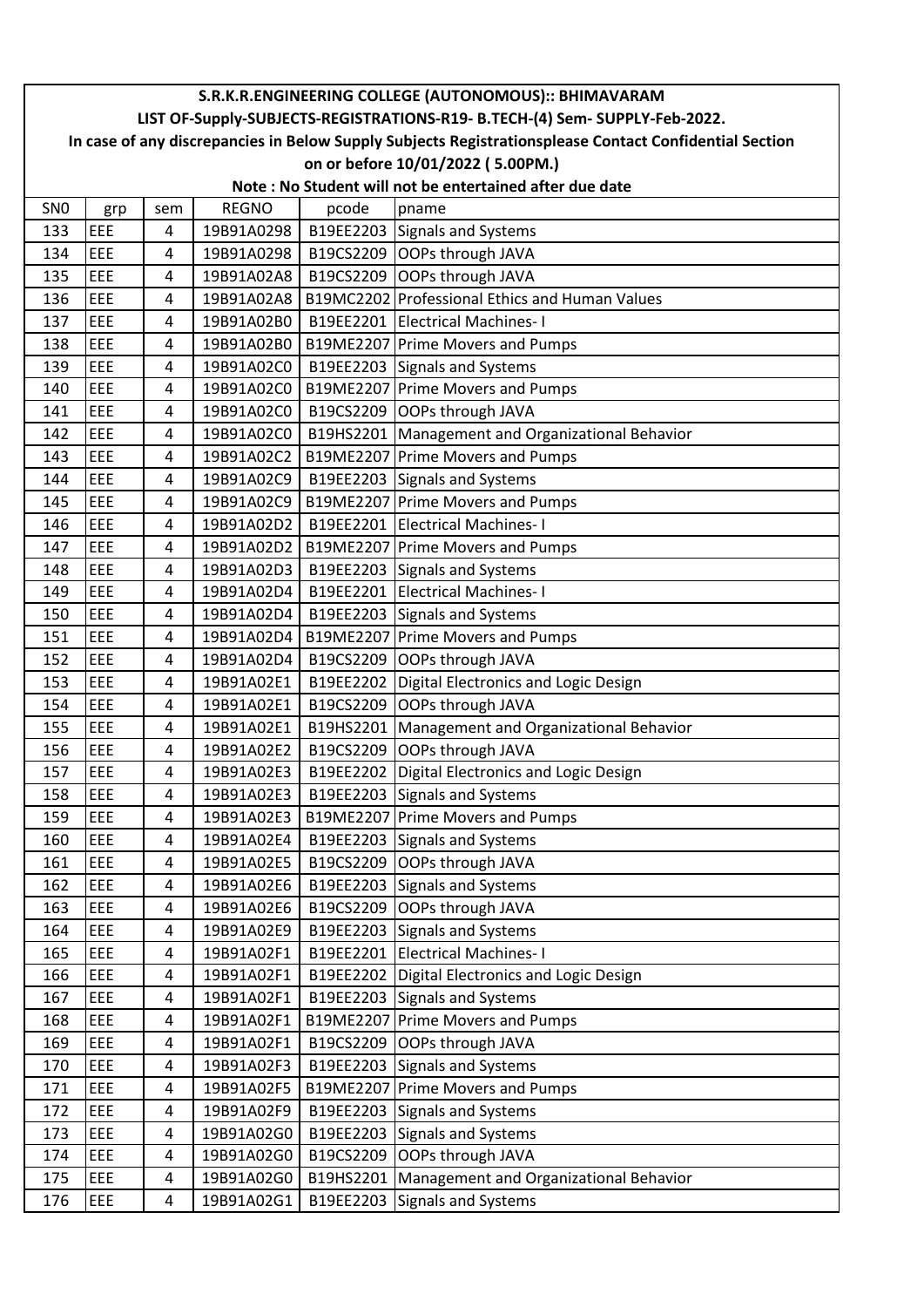# S.R.K.R.ENGINEERING COLLEGE (AUTONOMOUS):: BHIMAVARAM

## LIST OF-Supply-SUBJECTS-REGISTRATIONS-R19- B.TECH-(4) Sem- SUPPLY-Feb-2022.

**In case of any discrepancies in Below Supply Subjects Registrationsplease Contact Confidential Section on or before 10/01/2022 ( 5.00PM.)**

**Note : No Student will not be entertained after due date**

| SN0 | grp | sem | REGNO | pcode | pname |
|---|---|---|---|---|---|
| 133 | EEE | 4 | 19B91A0298 | B19EE2203 | Signals and Systems |
| 134 | EEE | 4 | 19B91A0298 | B19CS2209 | OOPs through JAVA |
| 135 | EEE | 4 | 19B91A02A8 | B19CS2209 | OOPs through JAVA |
| 136 | EEE | 4 | 19B91A02A8 | B19MC2202 | Professional Ethics and Human Values |
| 137 | EEE | 4 | 19B91A02B0 | B19EE2201 | Electrical Machines- I |
| 138 | EEE | 4 | 19B91A02B0 | B19ME2207 | Prime Movers and Pumps |
| 139 | EEE | 4 | 19B91A02C0 | B19EE2203 | Signals and Systems |
| 140 | EEE | 4 | 19B91A02C0 | B19ME2207 | Prime Movers and Pumps |
| 141 | EEE | 4 | 19B91A02C0 | B19CS2209 | OOPs through JAVA |
| 142 | EEE | 4 | 19B91A02C0 | B19HS2201 | Management and Organizational Behavior |
| 143 | EEE | 4 | 19B91A02C2 | B19ME2207 | Prime Movers and Pumps |
| 144 | EEE | 4 | 19B91A02C9 | B19EE2203 | Signals and Systems |
| 145 | EEE | 4 | 19B91A02C9 | B19ME2207 | Prime Movers and Pumps |
| 146 | EEE | 4 | 19B91A02D2 | B19EE2201 | Electrical Machines- I |
| 147 | EEE | 4 | 19B91A02D2 | B19ME2207 | Prime Movers and Pumps |
| 148 | EEE | 4 | 19B91A02D3 | B19EE2203 | Signals and Systems |
| 149 | EEE | 4 | 19B91A02D4 | B19EE2201 | Electrical Machines- I |
| 150 | EEE | 4 | 19B91A02D4 | B19EE2203 | Signals and Systems |
| 151 | EEE | 4 | 19B91A02D4 | B19ME2207 | Prime Movers and Pumps |
| 152 | EEE | 4 | 19B91A02D4 | B19CS2209 | OOPs through JAVA |
| 153 | EEE | 4 | 19B91A02E1 | B19EE2202 | Digital Electronics and Logic Design |
| 154 | EEE | 4 | 19B91A02E1 | B19CS2209 | OOPs through JAVA |
| 155 | EEE | 4 | 19B91A02E1 | B19HS2201 | Management and Organizational Behavior |
| 156 | EEE | 4 | 19B91A02E2 | B19CS2209 | OOPs through JAVA |
| 157 | EEE | 4 | 19B91A02E3 | B19EE2202 | Digital Electronics and Logic Design |
| 158 | EEE | 4 | 19B91A02E3 | B19EE2203 | Signals and Systems |
| 159 | EEE | 4 | 19B91A02E3 | B19ME2207 | Prime Movers and Pumps |
| 160 | EEE | 4 | 19B91A02E4 | B19EE2203 | Signals and Systems |
| 161 | EEE | 4 | 19B91A02E5 | B19CS2209 | OOPs through JAVA |
| 162 | EEE | 4 | 19B91A02E6 | B19EE2203 | Signals and Systems |
| 163 | EEE | 4 | 19B91A02E6 | B19CS2209 | OOPs through JAVA |
| 164 | EEE | 4 | 19B91A02E9 | B19EE2203 | Signals and Systems |
| 165 | EEE | 4 | 19B91A02F1 | B19EE2201 | Electrical Machines- I |
| 166 | EEE | 4 | 19B91A02F1 | B19EE2202 | Digital Electronics and Logic Design |
| 167 | EEE | 4 | 19B91A02F1 | B19EE2203 | Signals and Systems |
| 168 | EEE | 4 | 19B91A02F1 | B19ME2207 | Prime Movers and Pumps |
| 169 | EEE | 4 | 19B91A02F1 | B19CS2209 | OOPs through JAVA |
| 170 | EEE | 4 | 19B91A02F3 | B19EE2203 | Signals and Systems |
| 171 | EEE | 4 | 19B91A02F5 | B19ME2207 | Prime Movers and Pumps |
| 172 | EEE | 4 | 19B91A02F9 | B19EE2203 | Signals and Systems |
| 173 | EEE | 4 | 19B91A02G0 | B19EE2203 | Signals and Systems |
| 174 | EEE | 4 | 19B91A02G0 | B19CS2209 | OOPs through JAVA |
| 175 | EEE | 4 | 19B91A02G0 | B19HS2201 | Management and Organizational Behavior |
| 176 | EEE | 4 | 19B91A02G1 | B19EE2203 | Signals and Systems |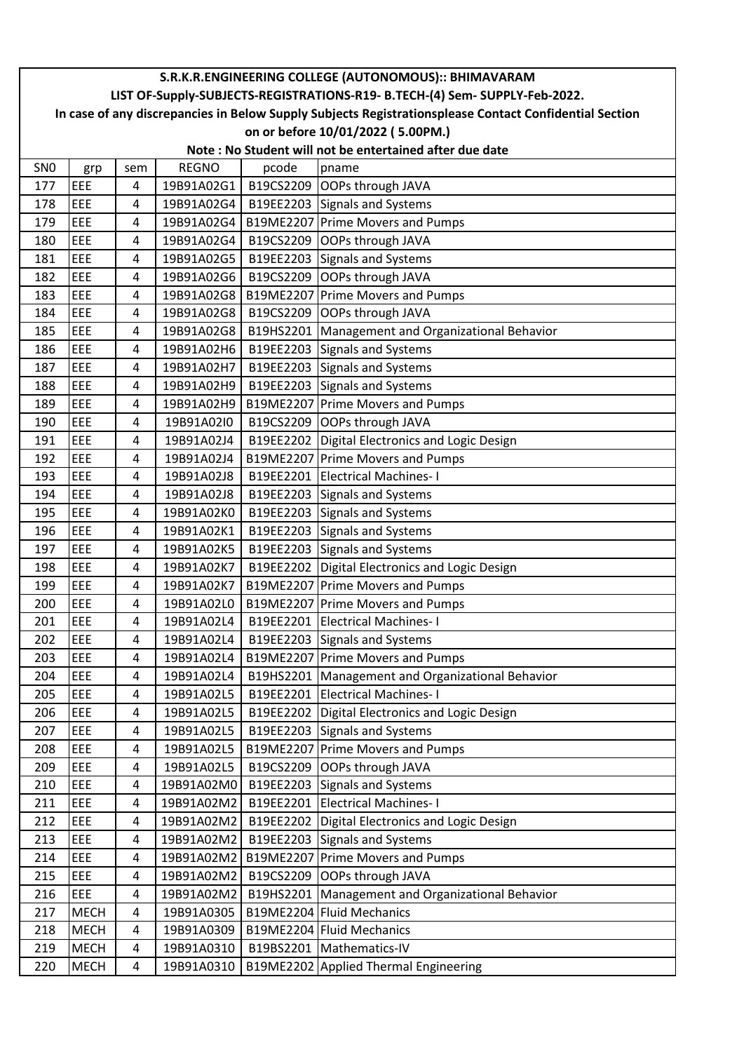**S.R.K.R.ENGINEERING COLLEGE (AUTONOMOUS):: BHIMAVARAM**

**LIST OF-Supply-SUBJECTS-REGISTRATIONS-R19- B.TECH-(4) Sem- SUPPLY-Feb-2022.**

**In case of any discrepancies in Below Supply Subjects Registrationsplease Contact Confidential Section on or before 10/01/2022 ( 5.00PM.)**

**Note : No Student will not be entertained after due date**

| SN0 | grp | sem | REGNO | pcode | pname |
|---|---|---|---|---|---|
| 177 | EEE | 4 | 19B91A02G1 | B19CS2209 | OOPs through JAVA |
| 178 | EEE | 4 | 19B91A02G4 | B19EE2203 | Signals and Systems |
| 179 | EEE | 4 | 19B91A02G4 | B19ME2207 | Prime Movers and Pumps |
| 180 | EEE | 4 | 19B91A02G4 | B19CS2209 | OOPs through JAVA |
| 181 | EEE | 4 | 19B91A02G5 | B19EE2203 | Signals and Systems |
| 182 | EEE | 4 | 19B91A02G6 | B19CS2209 | OOPs through JAVA |
| 183 | EEE | 4 | 19B91A02G8 | B19ME2207 | Prime Movers and Pumps |
| 184 | EEE | 4 | 19B91A02G8 | B19CS2209 | OOPs through JAVA |
| 185 | EEE | 4 | 19B91A02G8 | B19HS2201 | Management and Organizational Behavior |
| 186 | EEE | 4 | 19B91A02H6 | B19EE2203 | Signals and Systems |
| 187 | EEE | 4 | 19B91A02H7 | B19EE2203 | Signals and Systems |
| 188 | EEE | 4 | 19B91A02H9 | B19EE2203 | Signals and Systems |
| 189 | EEE | 4 | 19B91A02H9 | B19ME2207 | Prime Movers and Pumps |
| 190 | EEE | 4 | 19B91A02I0 | B19CS2209 | OOPs through JAVA |
| 191 | EEE | 4 | 19B91A02J4 | B19EE2202 | Digital Electronics and Logic Design |
| 192 | EEE | 4 | 19B91A02J4 | B19ME2207 | Prime Movers and Pumps |
| 193 | EEE | 4 | 19B91A02J8 | B19EE2201 | Electrical Machines- I |
| 194 | EEE | 4 | 19B91A02J8 | B19EE2203 | Signals and Systems |
| 195 | EEE | 4 | 19B91A02K0 | B19EE2203 | Signals and Systems |
| 196 | EEE | 4 | 19B91A02K1 | B19EE2203 | Signals and Systems |
| 197 | EEE | 4 | 19B91A02K5 | B19EE2203 | Signals and Systems |
| 198 | EEE | 4 | 19B91A02K7 | B19EE2202 | Digital Electronics and Logic Design |
| 199 | EEE | 4 | 19B91A02K7 | B19ME2207 | Prime Movers and Pumps |
| 200 | EEE | 4 | 19B91A02L0 | B19ME2207 | Prime Movers and Pumps |
| 201 | EEE | 4 | 19B91A02L4 | B19EE2201 | Electrical Machines- I |
| 202 | EEE | 4 | 19B91A02L4 | B19EE2203 | Signals and Systems |
| 203 | EEE | 4 | 19B91A02L4 | B19ME2207 | Prime Movers and Pumps |
| 204 | EEE | 4 | 19B91A02L4 | B19HS2201 | Management and Organizational Behavior |
| 205 | EEE | 4 | 19B91A02L5 | B19EE2201 | Electrical Machines- I |
| 206 | EEE | 4 | 19B91A02L5 | B19EE2202 | Digital Electronics and Logic Design |
| 207 | EEE | 4 | 19B91A02L5 | B19EE2203 | Signals and Systems |
| 208 | EEE | 4 | 19B91A02L5 | B19ME2207 | Prime Movers and Pumps |
| 209 | EEE | 4 | 19B91A02L5 | B19CS2209 | OOPs through JAVA |
| 210 | EEE | 4 | 19B91A02M0 | B19EE2203 | Signals and Systems |
| 211 | EEE | 4 | 19B91A02M2 | B19EE2201 | Electrical Machines- I |
| 212 | EEE | 4 | 19B91A02M2 | B19EE2202 | Digital Electronics and Logic Design |
| 213 | EEE | 4 | 19B91A02M2 | B19EE2203 | Signals and Systems |
| 214 | EEE | 4 | 19B91A02M2 | B19ME2207 | Prime Movers and Pumps |
| 215 | EEE | 4 | 19B91A02M2 | B19CS2209 | OOPs through JAVA |
| 216 | EEE | 4 | 19B91A02M2 | B19HS2201 | Management and Organizational Behavior |
| 217 | MECH | 4 | 19B91A0305 | B19ME2204 | Fluid Mechanics |
| 218 | MECH | 4 | 19B91A0309 | B19ME2204 | Fluid Mechanics |
| 219 | MECH | 4 | 19B91A0310 | B19BS2201 | Mathematics-IV |
| 220 | MECH | 4 | 19B91A0310 | B19ME2202 | Applied Thermal Engineering |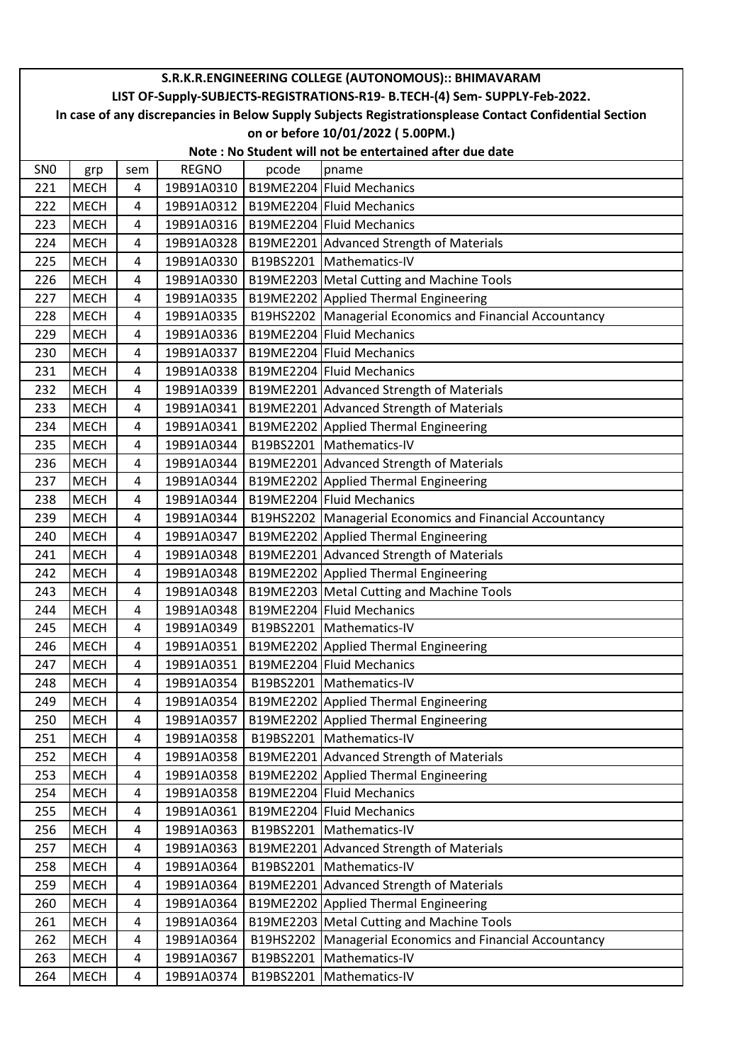# S.R.K.R.ENGINEERING COLLEGE (AUTONOMOUS):: BHIMAVARAM

## LIST OF-Supply-SUBJECTS-REGISTRATIONS-R19- B.TECH-(4) Sem- SUPPLY-Feb-2022.

**In case of any discrepancies in Below Supply Subjects Registrationsplease Contact Confidential Section on or before 10/01/2022 ( 5.00PM.)**

**Note : No Student will not be entertained after due date**

| SN0 | grp | sem | REGNO | pcode | pname |
|---|---|---|---|---|---|
| 221 | MECH | 4 | 19B91A0310 | B19ME2204 | Fluid Mechanics |
| 222 | MECH | 4 | 19B91A0312 | B19ME2204 | Fluid Mechanics |
| 223 | MECH | 4 | 19B91A0316 | B19ME2204 | Fluid Mechanics |
| 224 | MECH | 4 | 19B91A0328 | B19ME2201 | Advanced Strength of Materials |
| 225 | MECH | 4 | 19B91A0330 | B19BS2201 | Mathematics-IV |
| 226 | MECH | 4 | 19B91A0330 | B19ME2203 | Metal Cutting and Machine Tools |
| 227 | MECH | 4 | 19B91A0335 | B19ME2202 | Applied Thermal Engineering |
| 228 | MECH | 4 | 19B91A0335 | B19HS2202 | Managerial Economics and Financial Accountancy |
| 229 | MECH | 4 | 19B91A0336 | B19ME2204 | Fluid Mechanics |
| 230 | MECH | 4 | 19B91A0337 | B19ME2204 | Fluid Mechanics |
| 231 | MECH | 4 | 19B91A0338 | B19ME2204 | Fluid Mechanics |
| 232 | MECH | 4 | 19B91A0339 | B19ME2201 | Advanced Strength of Materials |
| 233 | MECH | 4 | 19B91A0341 | B19ME2201 | Advanced Strength of Materials |
| 234 | MECH | 4 | 19B91A0341 | B19ME2202 | Applied Thermal Engineering |
| 235 | MECH | 4 | 19B91A0344 | B19BS2201 | Mathematics-IV |
| 236 | MECH | 4 | 19B91A0344 | B19ME2201 | Advanced Strength of Materials |
| 237 | MECH | 4 | 19B91A0344 | B19ME2202 | Applied Thermal Engineering |
| 238 | MECH | 4 | 19B91A0344 | B19ME2204 | Fluid Mechanics |
| 239 | MECH | 4 | 19B91A0344 | B19HS2202 | Managerial Economics and Financial Accountancy |
| 240 | MECH | 4 | 19B91A0347 | B19ME2202 | Applied Thermal Engineering |
| 241 | MECH | 4 | 19B91A0348 | B19ME2201 | Advanced Strength of Materials |
| 242 | MECH | 4 | 19B91A0348 | B19ME2202 | Applied Thermal Engineering |
| 243 | MECH | 4 | 19B91A0348 | B19ME2203 | Metal Cutting and Machine Tools |
| 244 | MECH | 4 | 19B91A0348 | B19ME2204 | Fluid Mechanics |
| 245 | MECH | 4 | 19B91A0349 | B19BS2201 | Mathematics-IV |
| 246 | MECH | 4 | 19B91A0351 | B19ME2202 | Applied Thermal Engineering |
| 247 | MECH | 4 | 19B91A0351 | B19ME2204 | Fluid Mechanics |
| 248 | MECH | 4 | 19B91A0354 | B19BS2201 | Mathematics-IV |
| 249 | MECH | 4 | 19B91A0354 | B19ME2202 | Applied Thermal Engineering |
| 250 | MECH | 4 | 19B91A0357 | B19ME2202 | Applied Thermal Engineering |
| 251 | MECH | 4 | 19B91A0358 | B19BS2201 | Mathematics-IV |
| 252 | MECH | 4 | 19B91A0358 | B19ME2201 | Advanced Strength of Materials |
| 253 | MECH | 4 | 19B91A0358 | B19ME2202 | Applied Thermal Engineering |
| 254 | MECH | 4 | 19B91A0358 | B19ME2204 | Fluid Mechanics |
| 255 | MECH | 4 | 19B91A0361 | B19ME2204 | Fluid Mechanics |
| 256 | MECH | 4 | 19B91A0363 | B19BS2201 | Mathematics-IV |
| 257 | MECH | 4 | 19B91A0363 | B19ME2201 | Advanced Strength of Materials |
| 258 | MECH | 4 | 19B91A0364 | B19BS2201 | Mathematics-IV |
| 259 | MECH | 4 | 19B91A0364 | B19ME2201 | Advanced Strength of Materials |
| 260 | MECH | 4 | 19B91A0364 | B19ME2202 | Applied Thermal Engineering |
| 261 | MECH | 4 | 19B91A0364 | B19ME2203 | Metal Cutting and Machine Tools |
| 262 | MECH | 4 | 19B91A0364 | B19HS2202 | Managerial Economics and Financial Accountancy |
| 263 | MECH | 4 | 19B91A0367 | B19BS2201 | Mathematics-IV |
| 264 | MECH | 4 | 19B91A0374 | B19BS2201 | Mathematics-IV |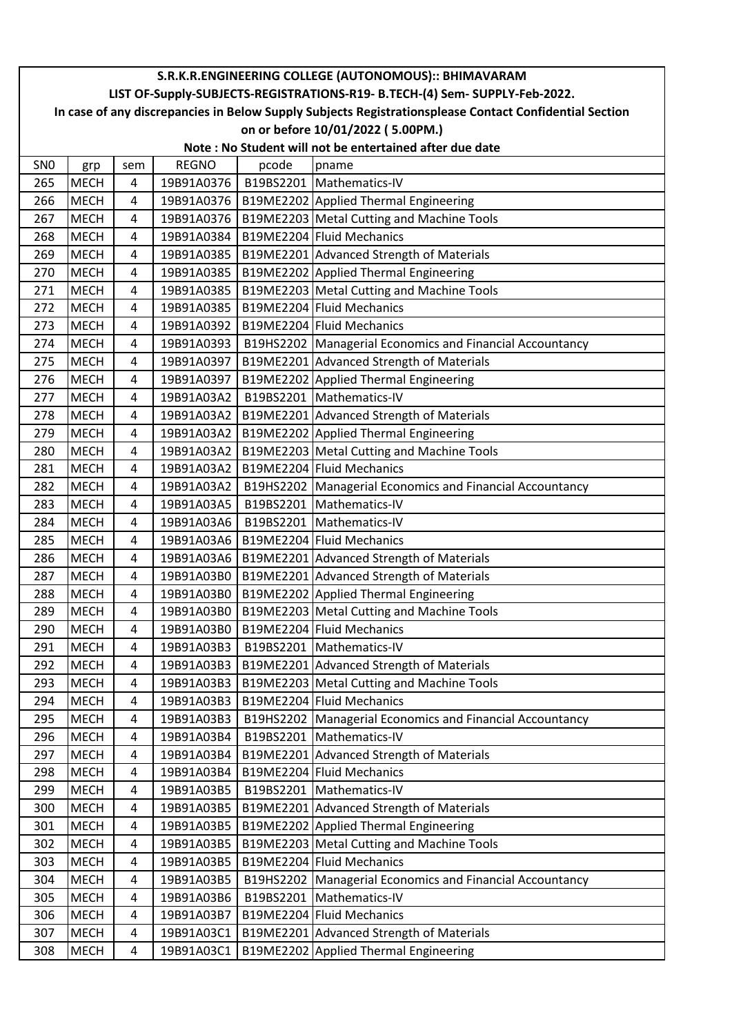S.R.K.R.ENGINEERING COLLEGE (AUTONOMOUS):: BHIMAVARAM

LIST OF-Supply-SUBJECTS-REGISTRATIONS-R19- B.TECH-(4) Sem- SUPPLY-Feb-2022.

In case of any discrepancies in Below Supply Subjects Registrationsplease Contact Confidential Section on or before 10/01/2022 ( 5.00PM.)

Note : No Student will not be entertained after due date

| SN0 | grp | sem | REGNO | pcode | pname |
|---|---|---|---|---|---|
| 265 | MECH | 4 | 19B91A0376 | B19BS2201 | Mathematics-IV |
| 266 | MECH | 4 | 19B91A0376 | B19ME2202 | Applied Thermal Engineering |
| 267 | MECH | 4 | 19B91A0376 | B19ME2203 | Metal Cutting and Machine Tools |
| 268 | MECH | 4 | 19B91A0384 | B19ME2204 | Fluid Mechanics |
| 269 | MECH | 4 | 19B91A0385 | B19ME2201 | Advanced Strength of Materials |
| 270 | MECH | 4 | 19B91A0385 | B19ME2202 | Applied Thermal Engineering |
| 271 | MECH | 4 | 19B91A0385 | B19ME2203 | Metal Cutting and Machine Tools |
| 272 | MECH | 4 | 19B91A0385 | B19ME2204 | Fluid Mechanics |
| 273 | MECH | 4 | 19B91A0392 | B19ME2204 | Fluid Mechanics |
| 274 | MECH | 4 | 19B91A0393 | B19HS2202 | Managerial Economics and Financial Accountancy |
| 275 | MECH | 4 | 19B91A0397 | B19ME2201 | Advanced Strength of Materials |
| 276 | MECH | 4 | 19B91A0397 | B19ME2202 | Applied Thermal Engineering |
| 277 | MECH | 4 | 19B91A03A2 | B19BS2201 | Mathematics-IV |
| 278 | MECH | 4 | 19B91A03A2 | B19ME2201 | Advanced Strength of Materials |
| 279 | MECH | 4 | 19B91A03A2 | B19ME2202 | Applied Thermal Engineering |
| 280 | MECH | 4 | 19B91A03A2 | B19ME2203 | Metal Cutting and Machine Tools |
| 281 | MECH | 4 | 19B91A03A2 | B19ME2204 | Fluid Mechanics |
| 282 | MECH | 4 | 19B91A03A2 | B19HS2202 | Managerial Economics and Financial Accountancy |
| 283 | MECH | 4 | 19B91A03A5 | B19BS2201 | Mathematics-IV |
| 284 | MECH | 4 | 19B91A03A6 | B19BS2201 | Mathematics-IV |
| 285 | MECH | 4 | 19B91A03A6 | B19ME2204 | Fluid Mechanics |
| 286 | MECH | 4 | 19B91A03A6 | B19ME2201 | Advanced Strength of Materials |
| 287 | MECH | 4 | 19B91A03B0 | B19ME2201 | Advanced Strength of Materials |
| 288 | MECH | 4 | 19B91A03B0 | B19ME2202 | Applied Thermal Engineering |
| 289 | MECH | 4 | 19B91A03B0 | B19ME2203 | Metal Cutting and Machine Tools |
| 290 | MECH | 4 | 19B91A03B0 | B19ME2204 | Fluid Mechanics |
| 291 | MECH | 4 | 19B91A03B3 | B19BS2201 | Mathematics-IV |
| 292 | MECH | 4 | 19B91A03B3 | B19ME2201 | Advanced Strength of Materials |
| 293 | MECH | 4 | 19B91A03B3 | B19ME2203 | Metal Cutting and Machine Tools |
| 294 | MECH | 4 | 19B91A03B3 | B19ME2204 | Fluid Mechanics |
| 295 | MECH | 4 | 19B91A03B3 | B19HS2202 | Managerial Economics and Financial Accountancy |
| 296 | MECH | 4 | 19B91A03B4 | B19BS2201 | Mathematics-IV |
| 297 | MECH | 4 | 19B91A03B4 | B19ME2201 | Advanced Strength of Materials |
| 298 | MECH | 4 | 19B91A03B4 | B19ME2204 | Fluid Mechanics |
| 299 | MECH | 4 | 19B91A03B5 | B19BS2201 | Mathematics-IV |
| 300 | MECH | 4 | 19B91A03B5 | B19ME2201 | Advanced Strength of Materials |
| 301 | MECH | 4 | 19B91A03B5 | B19ME2202 | Applied Thermal Engineering |
| 302 | MECH | 4 | 19B91A03B5 | B19ME2203 | Metal Cutting and Machine Tools |
| 303 | MECH | 4 | 19B91A03B5 | B19ME2204 | Fluid Mechanics |
| 304 | MECH | 4 | 19B91A03B5 | B19HS2202 | Managerial Economics and Financial Accountancy |
| 305 | MECH | 4 | 19B91A03B6 | B19BS2201 | Mathematics-IV |
| 306 | MECH | 4 | 19B91A03B7 | B19ME2204 | Fluid Mechanics |
| 307 | MECH | 4 | 19B91A03C1 | B19ME2201 | Advanced Strength of Materials |
| 308 | MECH | 4 | 19B91A03C1 | B19ME2202 | Applied Thermal Engineering |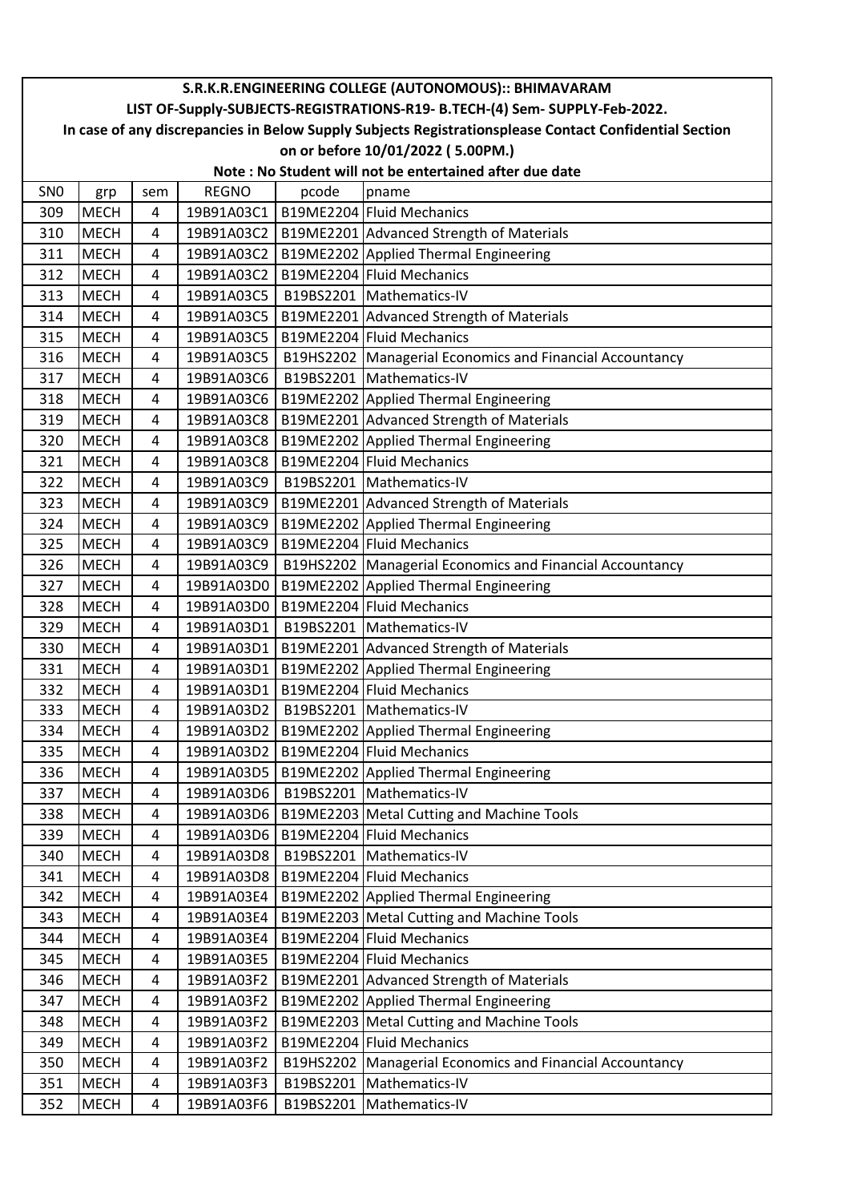**S.R.K.R.ENGINEERING COLLEGE (AUTONOMOUS):: BHIMAVARAM**

**LIST OF-Supply-SUBJECTS-REGISTRATIONS-R19- B.TECH-(4) Sem- SUPPLY-Feb-2022.**

**In case of any discrepancies in Below Supply Subjects Registrationsplease Contact Confidential Section on or before 10/01/2022 ( 5.00PM.)**

**Note : No Student will not be entertained after due date**

| SN0 | grp | sem | REGNO | pcode | pname |
|---|---|---|---|---|---|
| 309 | MECH | 4 | 19B91A03C1 | B19ME2204 | Fluid Mechanics |
| 310 | MECH | 4 | 19B91A03C2 | B19ME2201 | Advanced Strength of Materials |
| 311 | MECH | 4 | 19B91A03C2 | B19ME2202 | Applied Thermal Engineering |
| 312 | MECH | 4 | 19B91A03C2 | B19ME2204 | Fluid Mechanics |
| 313 | MECH | 4 | 19B91A03C5 | B19BS2201 | Mathematics-IV |
| 314 | MECH | 4 | 19B91A03C5 | B19ME2201 | Advanced Strength of Materials |
| 315 | MECH | 4 | 19B91A03C5 | B19ME2204 | Fluid Mechanics |
| 316 | MECH | 4 | 19B91A03C5 | B19HS2202 | Managerial Economics and Financial Accountancy |
| 317 | MECH | 4 | 19B91A03C6 | B19BS2201 | Mathematics-IV |
| 318 | MECH | 4 | 19B91A03C6 | B19ME2202 | Applied Thermal Engineering |
| 319 | MECH | 4 | 19B91A03C8 | B19ME2201 | Advanced Strength of Materials |
| 320 | MECH | 4 | 19B91A03C8 | B19ME2202 | Applied Thermal Engineering |
| 321 | MECH | 4 | 19B91A03C8 | B19ME2204 | Fluid Mechanics |
| 322 | MECH | 4 | 19B91A03C9 | B19BS2201 | Mathematics-IV |
| 323 | MECH | 4 | 19B91A03C9 | B19ME2201 | Advanced Strength of Materials |
| 324 | MECH | 4 | 19B91A03C9 | B19ME2202 | Applied Thermal Engineering |
| 325 | MECH | 4 | 19B91A03C9 | B19ME2204 | Fluid Mechanics |
| 326 | MECH | 4 | 19B91A03C9 | B19HS2202 | Managerial Economics and Financial Accountancy |
| 327 | MECH | 4 | 19B91A03D0 | B19ME2202 | Applied Thermal Engineering |
| 328 | MECH | 4 | 19B91A03D0 | B19ME2204 | Fluid Mechanics |
| 329 | MECH | 4 | 19B91A03D1 | B19BS2201 | Mathematics-IV |
| 330 | MECH | 4 | 19B91A03D1 | B19ME2201 | Advanced Strength of Materials |
| 331 | MECH | 4 | 19B91A03D1 | B19ME2202 | Applied Thermal Engineering |
| 332 | MECH | 4 | 19B91A03D1 | B19ME2204 | Fluid Mechanics |
| 333 | MECH | 4 | 19B91A03D2 | B19BS2201 | Mathematics-IV |
| 334 | MECH | 4 | 19B91A03D2 | B19ME2202 | Applied Thermal Engineering |
| 335 | MECH | 4 | 19B91A03D2 | B19ME2204 | Fluid Mechanics |
| 336 | MECH | 4 | 19B91A03D5 | B19ME2202 | Applied Thermal Engineering |
| 337 | MECH | 4 | 19B91A03D6 | B19BS2201 | Mathematics-IV |
| 338 | MECH | 4 | 19B91A03D6 | B19ME2203 | Metal Cutting and Machine Tools |
| 339 | MECH | 4 | 19B91A03D6 | B19ME2204 | Fluid Mechanics |
| 340 | MECH | 4 | 19B91A03D8 | B19BS2201 | Mathematics-IV |
| 341 | MECH | 4 | 19B91A03D8 | B19ME2204 | Fluid Mechanics |
| 342 | MECH | 4 | 19B91A03E4 | B19ME2202 | Applied Thermal Engineering |
| 343 | MECH | 4 | 19B91A03E4 | B19ME2203 | Metal Cutting and Machine Tools |
| 344 | MECH | 4 | 19B91A03E4 | B19ME2204 | Fluid Mechanics |
| 345 | MECH | 4 | 19B91A03E5 | B19ME2204 | Fluid Mechanics |
| 346 | MECH | 4 | 19B91A03F2 | B19ME2201 | Advanced Strength of Materials |
| 347 | MECH | 4 | 19B91A03F2 | B19ME2202 | Applied Thermal Engineering |
| 348 | MECH | 4 | 19B91A03F2 | B19ME2203 | Metal Cutting and Machine Tools |
| 349 | MECH | 4 | 19B91A03F2 | B19ME2204 | Fluid Mechanics |
| 350 | MECH | 4 | 19B91A03F2 | B19HS2202 | Managerial Economics and Financial Accountancy |
| 351 | MECH | 4 | 19B91A03F3 | B19BS2201 | Mathematics-IV |
| 352 | MECH | 4 | 19B91A03F6 | B19BS2201 | Mathematics-IV |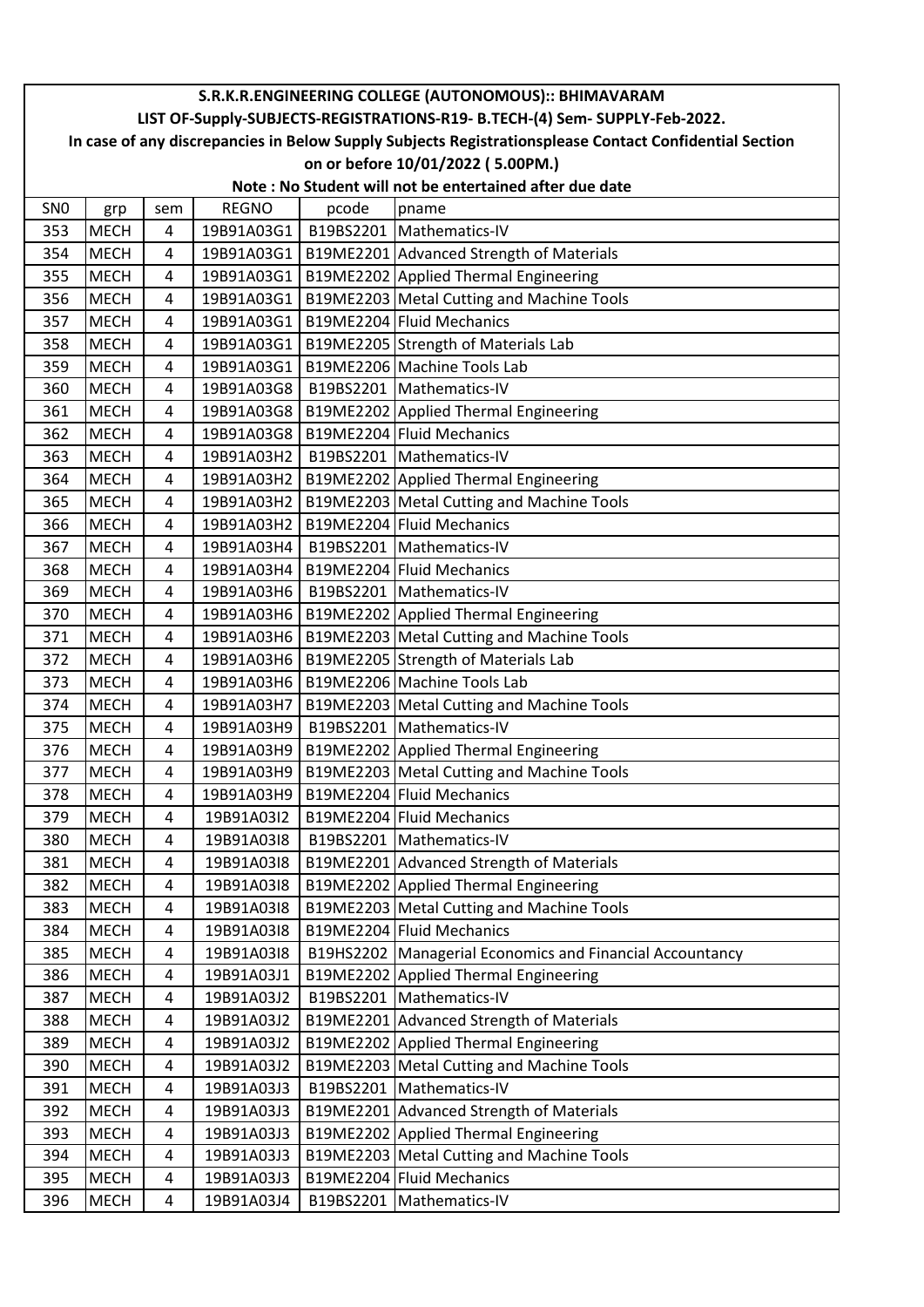S.R.K.R.ENGINEERING COLLEGE (AUTONOMOUS):: BHIMAVARAM

LIST OF-Supply-SUBJECTS-REGISTRATIONS-R19- B.TECH-(4) Sem- SUPPLY-Feb-2022.

In case of any discrepancies in Below Supply Subjects Registrationsplease Contact Confidential Section on or before 10/01/2022 ( 5.00PM.)

Note : No Student will not be entertained after due date

| SN0 | grp | sem | REGNO | pcode | pname |
|---|---|---|---|---|---|
| 353 | MECH | 4 | 19B91A03G1 | B19BS2201 | Mathematics-IV |
| 354 | MECH | 4 | 19B91A03G1 | B19ME2201 | Advanced Strength of Materials |
| 355 | MECH | 4 | 19B91A03G1 | B19ME2202 | Applied Thermal Engineering |
| 356 | MECH | 4 | 19B91A03G1 | B19ME2203 | Metal Cutting and Machine Tools |
| 357 | MECH | 4 | 19B91A03G1 | B19ME2204 | Fluid Mechanics |
| 358 | MECH | 4 | 19B91A03G1 | B19ME2205 | Strength of Materials Lab |
| 359 | MECH | 4 | 19B91A03G1 | B19ME2206 | Machine Tools Lab |
| 360 | MECH | 4 | 19B91A03G8 | B19BS2201 | Mathematics-IV |
| 361 | MECH | 4 | 19B91A03G8 | B19ME2202 | Applied Thermal Engineering |
| 362 | MECH | 4 | 19B91A03G8 | B19ME2204 | Fluid Mechanics |
| 363 | MECH | 4 | 19B91A03H2 | B19BS2201 | Mathematics-IV |
| 364 | MECH | 4 | 19B91A03H2 | B19ME2202 | Applied Thermal Engineering |
| 365 | MECH | 4 | 19B91A03H2 | B19ME2203 | Metal Cutting and Machine Tools |
| 366 | MECH | 4 | 19B91A03H2 | B19ME2204 | Fluid Mechanics |
| 367 | MECH | 4 | 19B91A03H4 | B19BS2201 | Mathematics-IV |
| 368 | MECH | 4 | 19B91A03H4 | B19ME2204 | Fluid Mechanics |
| 369 | MECH | 4 | 19B91A03H6 | B19BS2201 | Mathematics-IV |
| 370 | MECH | 4 | 19B91A03H6 | B19ME2202 | Applied Thermal Engineering |
| 371 | MECH | 4 | 19B91A03H6 | B19ME2203 | Metal Cutting and Machine Tools |
| 372 | MECH | 4 | 19B91A03H6 | B19ME2205 | Strength of Materials Lab |
| 373 | MECH | 4 | 19B91A03H6 | B19ME2206 | Machine Tools Lab |
| 374 | MECH | 4 | 19B91A03H7 | B19ME2203 | Metal Cutting and Machine Tools |
| 375 | MECH | 4 | 19B91A03H9 | B19BS2201 | Mathematics-IV |
| 376 | MECH | 4 | 19B91A03H9 | B19ME2202 | Applied Thermal Engineering |
| 377 | MECH | 4 | 19B91A03H9 | B19ME2203 | Metal Cutting and Machine Tools |
| 378 | MECH | 4 | 19B91A03H9 | B19ME2204 | Fluid Mechanics |
| 379 | MECH | 4 | 19B91A03I2 | B19ME2204 | Fluid Mechanics |
| 380 | MECH | 4 | 19B91A03I8 | B19BS2201 | Mathematics-IV |
| 381 | MECH | 4 | 19B91A03I8 | B19ME2201 | Advanced Strength of Materials |
| 382 | MECH | 4 | 19B91A03I8 | B19ME2202 | Applied Thermal Engineering |
| 383 | MECH | 4 | 19B91A03I8 | B19ME2203 | Metal Cutting and Machine Tools |
| 384 | MECH | 4 | 19B91A03I8 | B19ME2204 | Fluid Mechanics |
| 385 | MECH | 4 | 19B91A03I8 | B19HS2202 | Managerial Economics and Financial Accountancy |
| 386 | MECH | 4 | 19B91A03J1 | B19ME2202 | Applied Thermal Engineering |
| 387 | MECH | 4 | 19B91A03J2 | B19BS2201 | Mathematics-IV |
| 388 | MECH | 4 | 19B91A03J2 | B19ME2201 | Advanced Strength of Materials |
| 389 | MECH | 4 | 19B91A03J2 | B19ME2202 | Applied Thermal Engineering |
| 390 | MECH | 4 | 19B91A03J2 | B19ME2203 | Metal Cutting and Machine Tools |
| 391 | MECH | 4 | 19B91A03J3 | B19BS2201 | Mathematics-IV |
| 392 | MECH | 4 | 19B91A03J3 | B19ME2201 | Advanced Strength of Materials |
| 393 | MECH | 4 | 19B91A03J3 | B19ME2202 | Applied Thermal Engineering |
| 394 | MECH | 4 | 19B91A03J3 | B19ME2203 | Metal Cutting and Machine Tools |
| 395 | MECH | 4 | 19B91A03J3 | B19ME2204 | Fluid Mechanics |
| 396 | MECH | 4 | 19B91A03J4 | B19BS2201 | Mathematics-IV |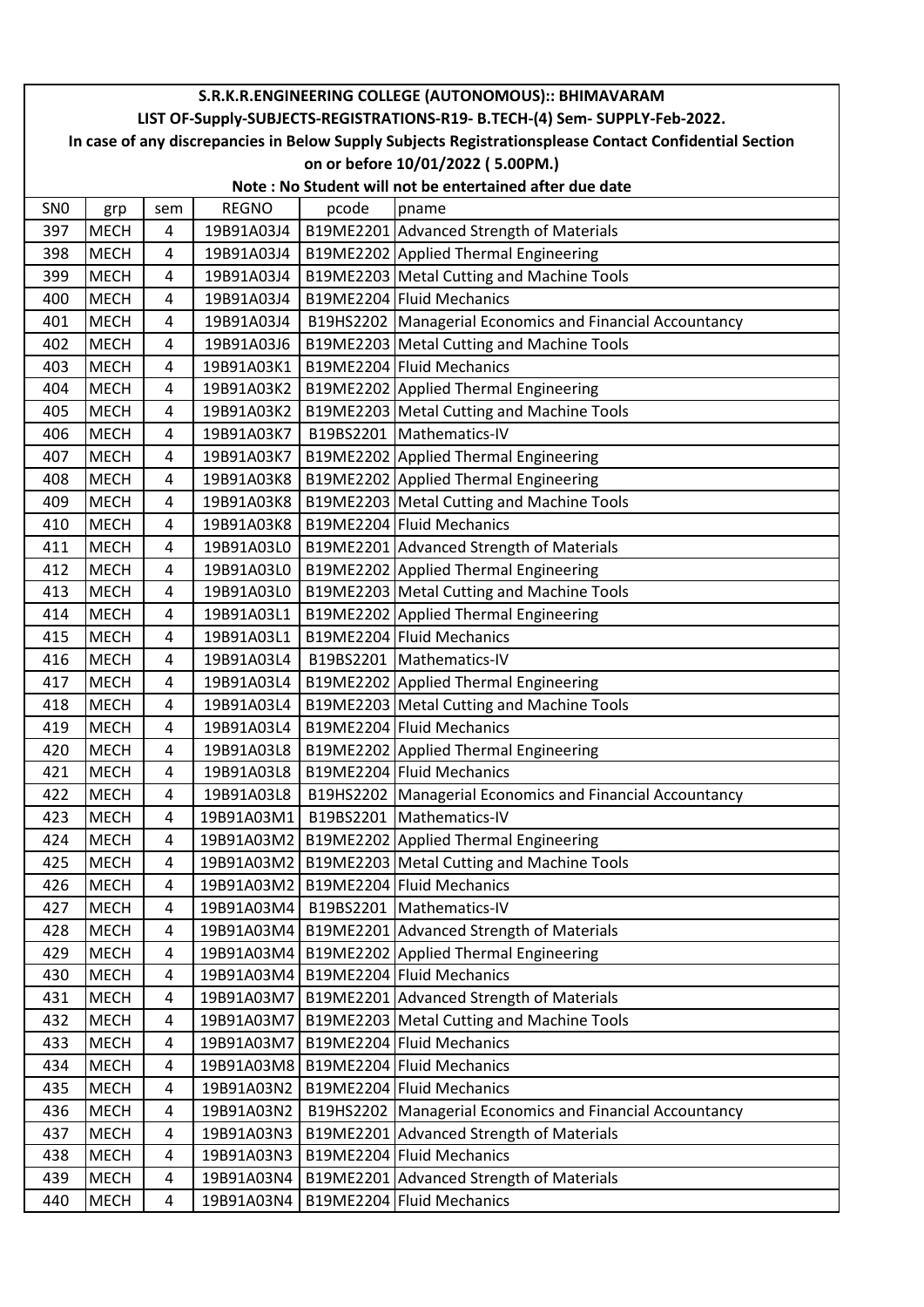# S.R.K.R.ENGINEERING COLLEGE (AUTONOMOUS):: BHIMAVARAM

## LIST OF-Supply-SUBJECTS-REGISTRATIONS-R19- B.TECH-(4) Sem- SUPPLY-Feb-2022.

**In case of any discrepancies in Below Supply Subjects Registrationsplease Contact Confidential Section on or before 10/01/2022 ( 5.00PM.)**

**Note : No Student will not be entertained after due date**

| SN0 | grp | sem | REGNO | pcode | pname |
|---|---|---|---|---|---|
| 397 | MECH | 4 | 19B91A03J4 | B19ME2201 | Advanced Strength of Materials |
| 398 | MECH | 4 | 19B91A03J4 | B19ME2202 | Applied Thermal Engineering |
| 399 | MECH | 4 | 19B91A03J4 | B19ME2203 | Metal Cutting and Machine Tools |
| 400 | MECH | 4 | 19B91A03J4 | B19ME2204 | Fluid Mechanics |
| 401 | MECH | 4 | 19B91A03J4 | B19HS2202 | Managerial Economics and Financial Accountancy |
| 402 | MECH | 4 | 19B91A03J6 | B19ME2203 | Metal Cutting and Machine Tools |
| 403 | MECH | 4 | 19B91A03K1 | B19ME2204 | Fluid Mechanics |
| 404 | MECH | 4 | 19B91A03K2 | B19ME2202 | Applied Thermal Engineering |
| 405 | MECH | 4 | 19B91A03K2 | B19ME2203 | Metal Cutting and Machine Tools |
| 406 | MECH | 4 | 19B91A03K7 | B19BS2201 | Mathematics-IV |
| 407 | MECH | 4 | 19B91A03K7 | B19ME2202 | Applied Thermal Engineering |
| 408 | MECH | 4 | 19B91A03K8 | B19ME2202 | Applied Thermal Engineering |
| 409 | MECH | 4 | 19B91A03K8 | B19ME2203 | Metal Cutting and Machine Tools |
| 410 | MECH | 4 | 19B91A03K8 | B19ME2204 | Fluid Mechanics |
| 411 | MECH | 4 | 19B91A03L0 | B19ME2201 | Advanced Strength of Materials |
| 412 | MECH | 4 | 19B91A03L0 | B19ME2202 | Applied Thermal Engineering |
| 413 | MECH | 4 | 19B91A03L0 | B19ME2203 | Metal Cutting and Machine Tools |
| 414 | MECH | 4 | 19B91A03L1 | B19ME2202 | Applied Thermal Engineering |
| 415 | MECH | 4 | 19B91A03L1 | B19ME2204 | Fluid Mechanics |
| 416 | MECH | 4 | 19B91A03L4 | B19BS2201 | Mathematics-IV |
| 417 | MECH | 4 | 19B91A03L4 | B19ME2202 | Applied Thermal Engineering |
| 418 | MECH | 4 | 19B91A03L4 | B19ME2203 | Metal Cutting and Machine Tools |
| 419 | MECH | 4 | 19B91A03L4 | B19ME2204 | Fluid Mechanics |
| 420 | MECH | 4 | 19B91A03L8 | B19ME2202 | Applied Thermal Engineering |
| 421 | MECH | 4 | 19B91A03L8 | B19ME2204 | Fluid Mechanics |
| 422 | MECH | 4 | 19B91A03L8 | B19HS2202 | Managerial Economics and Financial Accountancy |
| 423 | MECH | 4 | 19B91A03M1 | B19BS2201 | Mathematics-IV |
| 424 | MECH | 4 | 19B91A03M2 | B19ME2202 | Applied Thermal Engineering |
| 425 | MECH | 4 | 19B91A03M2 | B19ME2203 | Metal Cutting and Machine Tools |
| 426 | MECH | 4 | 19B91A03M2 | B19ME2204 | Fluid Mechanics |
| 427 | MECH | 4 | 19B91A03M4 | B19BS2201 | Mathematics-IV |
| 428 | MECH | 4 | 19B91A03M4 | B19ME2201 | Advanced Strength of Materials |
| 429 | MECH | 4 | 19B91A03M4 | B19ME2202 | Applied Thermal Engineering |
| 430 | MECH | 4 | 19B91A03M4 | B19ME2204 | Fluid Mechanics |
| 431 | MECH | 4 | 19B91A03M7 | B19ME2201 | Advanced Strength of Materials |
| 432 | MECH | 4 | 19B91A03M7 | B19ME2203 | Metal Cutting and Machine Tools |
| 433 | MECH | 4 | 19B91A03M7 | B19ME2204 | Fluid Mechanics |
| 434 | MECH | 4 | 19B91A03M8 | B19ME2204 | Fluid Mechanics |
| 435 | MECH | 4 | 19B91A03N2 | B19ME2204 | Fluid Mechanics |
| 436 | MECH | 4 | 19B91A03N2 | B19HS2202 | Managerial Economics and Financial Accountancy |
| 437 | MECH | 4 | 19B91A03N3 | B19ME2201 | Advanced Strength of Materials |
| 438 | MECH | 4 | 19B91A03N3 | B19ME2204 | Fluid Mechanics |
| 439 | MECH | 4 | 19B91A03N4 | B19ME2201 | Advanced Strength of Materials |
| 440 | MECH | 4 | 19B91A03N4 | B19ME2204 | Fluid Mechanics |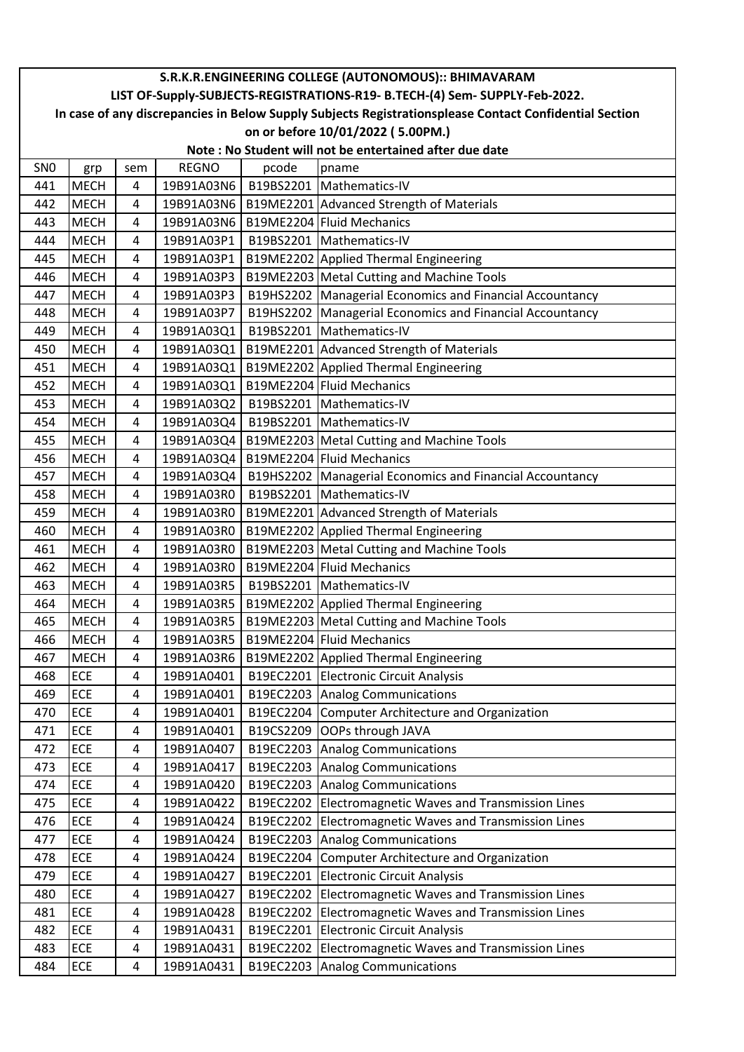# S.R.K.R.ENGINEERING COLLEGE (AUTONOMOUS):: BHIMAVARAM

## LIST OF-Supply-SUBJECTS-REGISTRATIONS-R19- B.TECH-(4) Sem- SUPPLY-Feb-2022.

**In case of any discrepancies in Below Supply Subjects Registrationsplease Contact Confidential Section on or before 10/01/2022 ( 5.00PM.)**

**Note : No Student will not be entertained after due date**

| SN0 | grp | sem | REGNO | pcode | pname |
|---|---|---|---|---|---|
| 441 | MECH | 4 | 19B91A03N6 | B19BS2201 | Mathematics-IV |
| 442 | MECH | 4 | 19B91A03N6 | B19ME2201 | Advanced Strength of Materials |
| 443 | MECH | 4 | 19B91A03N6 | B19ME2204 | Fluid Mechanics |
| 444 | MECH | 4 | 19B91A03P1 | B19BS2201 | Mathematics-IV |
| 445 | MECH | 4 | 19B91A03P1 | B19ME2202 | Applied Thermal Engineering |
| 446 | MECH | 4 | 19B91A03P3 | B19ME2203 | Metal Cutting and Machine Tools |
| 447 | MECH | 4 | 19B91A03P3 | B19HS2202 | Managerial Economics and Financial Accountancy |
| 448 | MECH | 4 | 19B91A03P7 | B19HS2202 | Managerial Economics and Financial Accountancy |
| 449 | MECH | 4 | 19B91A03Q1 | B19BS2201 | Mathematics-IV |
| 450 | MECH | 4 | 19B91A03Q1 | B19ME2201 | Advanced Strength of Materials |
| 451 | MECH | 4 | 19B91A03Q1 | B19ME2202 | Applied Thermal Engineering |
| 452 | MECH | 4 | 19B91A03Q1 | B19ME2204 | Fluid Mechanics |
| 453 | MECH | 4 | 19B91A03Q2 | B19BS2201 | Mathematics-IV |
| 454 | MECH | 4 | 19B91A03Q4 | B19BS2201 | Mathematics-IV |
| 455 | MECH | 4 | 19B91A03Q4 | B19ME2203 | Metal Cutting and Machine Tools |
| 456 | MECH | 4 | 19B91A03Q4 | B19ME2204 | Fluid Mechanics |
| 457 | MECH | 4 | 19B91A03Q4 | B19HS2202 | Managerial Economics and Financial Accountancy |
| 458 | MECH | 4 | 19B91A03R0 | B19BS2201 | Mathematics-IV |
| 459 | MECH | 4 | 19B91A03R0 | B19ME2201 | Advanced Strength of Materials |
| 460 | MECH | 4 | 19B91A03R0 | B19ME2202 | Applied Thermal Engineering |
| 461 | MECH | 4 | 19B91A03R0 | B19ME2203 | Metal Cutting and Machine Tools |
| 462 | MECH | 4 | 19B91A03R0 | B19ME2204 | Fluid Mechanics |
| 463 | MECH | 4 | 19B91A03R5 | B19BS2201 | Mathematics-IV |
| 464 | MECH | 4 | 19B91A03R5 | B19ME2202 | Applied Thermal Engineering |
| 465 | MECH | 4 | 19B91A03R5 | B19ME2203 | Metal Cutting and Machine Tools |
| 466 | MECH | 4 | 19B91A03R5 | B19ME2204 | Fluid Mechanics |
| 467 | MECH | 4 | 19B91A03R6 | B19ME2202 | Applied Thermal Engineering |
| 468 | ECE | 4 | 19B91A0401 | B19EC2201 | Electronic Circuit Analysis |
| 469 | ECE | 4 | 19B91A0401 | B19EC2203 | Analog Communications |
| 470 | ECE | 4 | 19B91A0401 | B19EC2204 | Computer Architecture and Organization |
| 471 | ECE | 4 | 19B91A0401 | B19CS2209 | OOPs through JAVA |
| 472 | ECE | 4 | 19B91A0407 | B19EC2203 | Analog Communications |
| 473 | ECE | 4 | 19B91A0417 | B19EC2203 | Analog Communications |
| 474 | ECE | 4 | 19B91A0420 | B19EC2203 | Analog Communications |
| 475 | ECE | 4 | 19B91A0422 | B19EC2202 | Electromagnetic Waves and Transmission Lines |
| 476 | ECE | 4 | 19B91A0424 | B19EC2202 | Electromagnetic Waves and Transmission Lines |
| 477 | ECE | 4 | 19B91A0424 | B19EC2203 | Analog Communications |
| 478 | ECE | 4 | 19B91A0424 | B19EC2204 | Computer Architecture and Organization |
| 479 | ECE | 4 | 19B91A0427 | B19EC2201 | Electronic Circuit Analysis |
| 480 | ECE | 4 | 19B91A0427 | B19EC2202 | Electromagnetic Waves and Transmission Lines |
| 481 | ECE | 4 | 19B91A0428 | B19EC2202 | Electromagnetic Waves and Transmission Lines |
| 482 | ECE | 4 | 19B91A0431 | B19EC2201 | Electronic Circuit Analysis |
| 483 | ECE | 4 | 19B91A0431 | B19EC2202 | Electromagnetic Waves and Transmission Lines |
| 484 | ECE | 4 | 19B91A0431 | B19EC2203 | Analog Communications |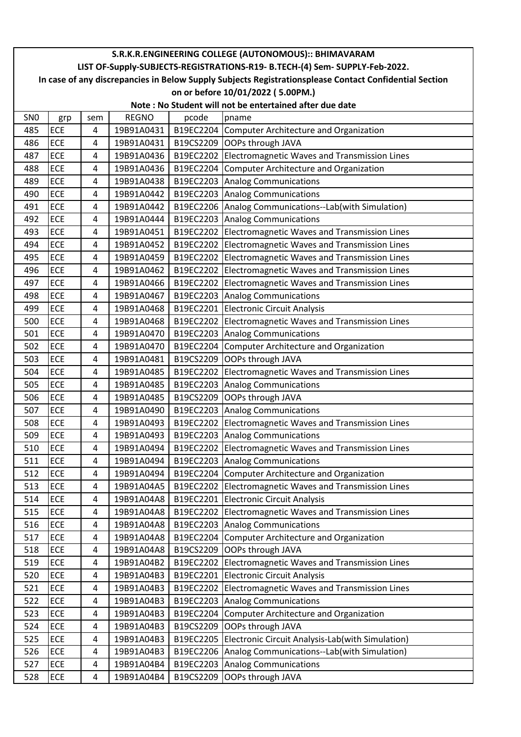**S.R.K.R.ENGINEERING COLLEGE (AUTONOMOUS):: BHIMAVARAM**

**LIST OF-Supply-SUBJECTS-REGISTRATIONS-R19- B.TECH-(4) Sem- SUPPLY-Feb-2022.**

**In case of any discrepancies in Below Supply Subjects Registrationsplease Contact Confidential Section on or before 10/01/2022 ( 5.00PM.)**

**Note : No Student will not be entertained after due date**

| SN0 | grp | sem | REGNO | pcode | pname |
|---|---|---|---|---|---|
| 485 | ECE | 4 | 19B91A0431 | B19EC2204 | Computer Architecture and Organization |
| 486 | ECE | 4 | 19B91A0431 | B19CS2209 | OOPs through JAVA |
| 487 | ECE | 4 | 19B91A0436 | B19EC2202 | Electromagnetic Waves and Transmission Lines |
| 488 | ECE | 4 | 19B91A0436 | B19EC2204 | Computer Architecture and Organization |
| 489 | ECE | 4 | 19B91A0438 | B19EC2203 | Analog Communications |
| 490 | ECE | 4 | 19B91A0442 | B19EC2203 | Analog Communications |
| 491 | ECE | 4 | 19B91A0442 | B19EC2206 | Analog Communications--Lab(with Simulation) |
| 492 | ECE | 4 | 19B91A0444 | B19EC2203 | Analog Communications |
| 493 | ECE | 4 | 19B91A0451 | B19EC2202 | Electromagnetic Waves and Transmission Lines |
| 494 | ECE | 4 | 19B91A0452 | B19EC2202 | Electromagnetic Waves and Transmission Lines |
| 495 | ECE | 4 | 19B91A0459 | B19EC2202 | Electromagnetic Waves and Transmission Lines |
| 496 | ECE | 4 | 19B91A0462 | B19EC2202 | Electromagnetic Waves and Transmission Lines |
| 497 | ECE | 4 | 19B91A0466 | B19EC2202 | Electromagnetic Waves and Transmission Lines |
| 498 | ECE | 4 | 19B91A0467 | B19EC2203 | Analog Communications |
| 499 | ECE | 4 | 19B91A0468 | B19EC2201 | Electronic Circuit Analysis |
| 500 | ECE | 4 | 19B91A0468 | B19EC2202 | Electromagnetic Waves and Transmission Lines |
| 501 | ECE | 4 | 19B91A0470 | B19EC2203 | Analog Communications |
| 502 | ECE | 4 | 19B91A0470 | B19EC2204 | Computer Architecture and Organization |
| 503 | ECE | 4 | 19B91A0481 | B19CS2209 | OOPs through JAVA |
| 504 | ECE | 4 | 19B91A0485 | B19EC2202 | Electromagnetic Waves and Transmission Lines |
| 505 | ECE | 4 | 19B91A0485 | B19EC2203 | Analog Communications |
| 506 | ECE | 4 | 19B91A0485 | B19CS2209 | OOPs through JAVA |
| 507 | ECE | 4 | 19B91A0490 | B19EC2203 | Analog Communications |
| 508 | ECE | 4 | 19B91A0493 | B19EC2202 | Electromagnetic Waves and Transmission Lines |
| 509 | ECE | 4 | 19B91A0493 | B19EC2203 | Analog Communications |
| 510 | ECE | 4 | 19B91A0494 | B19EC2202 | Electromagnetic Waves and Transmission Lines |
| 511 | ECE | 4 | 19B91A0494 | B19EC2203 | Analog Communications |
| 512 | ECE | 4 | 19B91A0494 | B19EC2204 | Computer Architecture and Organization |
| 513 | ECE | 4 | 19B91A04A5 | B19EC2202 | Electromagnetic Waves and Transmission Lines |
| 514 | ECE | 4 | 19B91A04A8 | B19EC2201 | Electronic Circuit Analysis |
| 515 | ECE | 4 | 19B91A04A8 | B19EC2202 | Electromagnetic Waves and Transmission Lines |
| 516 | ECE | 4 | 19B91A04A8 | B19EC2203 | Analog Communications |
| 517 | ECE | 4 | 19B91A04A8 | B19EC2204 | Computer Architecture and Organization |
| 518 | ECE | 4 | 19B91A04A8 | B19CS2209 | OOPs through JAVA |
| 519 | ECE | 4 | 19B91A04B2 | B19EC2202 | Electromagnetic Waves and Transmission Lines |
| 520 | ECE | 4 | 19B91A04B3 | B19EC2201 | Electronic Circuit Analysis |
| 521 | ECE | 4 | 19B91A04B3 | B19EC2202 | Electromagnetic Waves and Transmission Lines |
| 522 | ECE | 4 | 19B91A04B3 | B19EC2203 | Analog Communications |
| 523 | ECE | 4 | 19B91A04B3 | B19EC2204 | Computer Architecture and Organization |
| 524 | ECE | 4 | 19B91A04B3 | B19CS2209 | OOPs through JAVA |
| 525 | ECE | 4 | 19B91A04B3 | B19EC2205 | Electronic Circuit Analysis-Lab(with Simulation) |
| 526 | ECE | 4 | 19B91A04B3 | B19EC2206 | Analog Communications--Lab(with Simulation) |
| 527 | ECE | 4 | 19B91A04B4 | B19EC2203 | Analog Communications |
| 528 | ECE | 4 | 19B91A04B4 | B19CS2209 | OOPs through JAVA |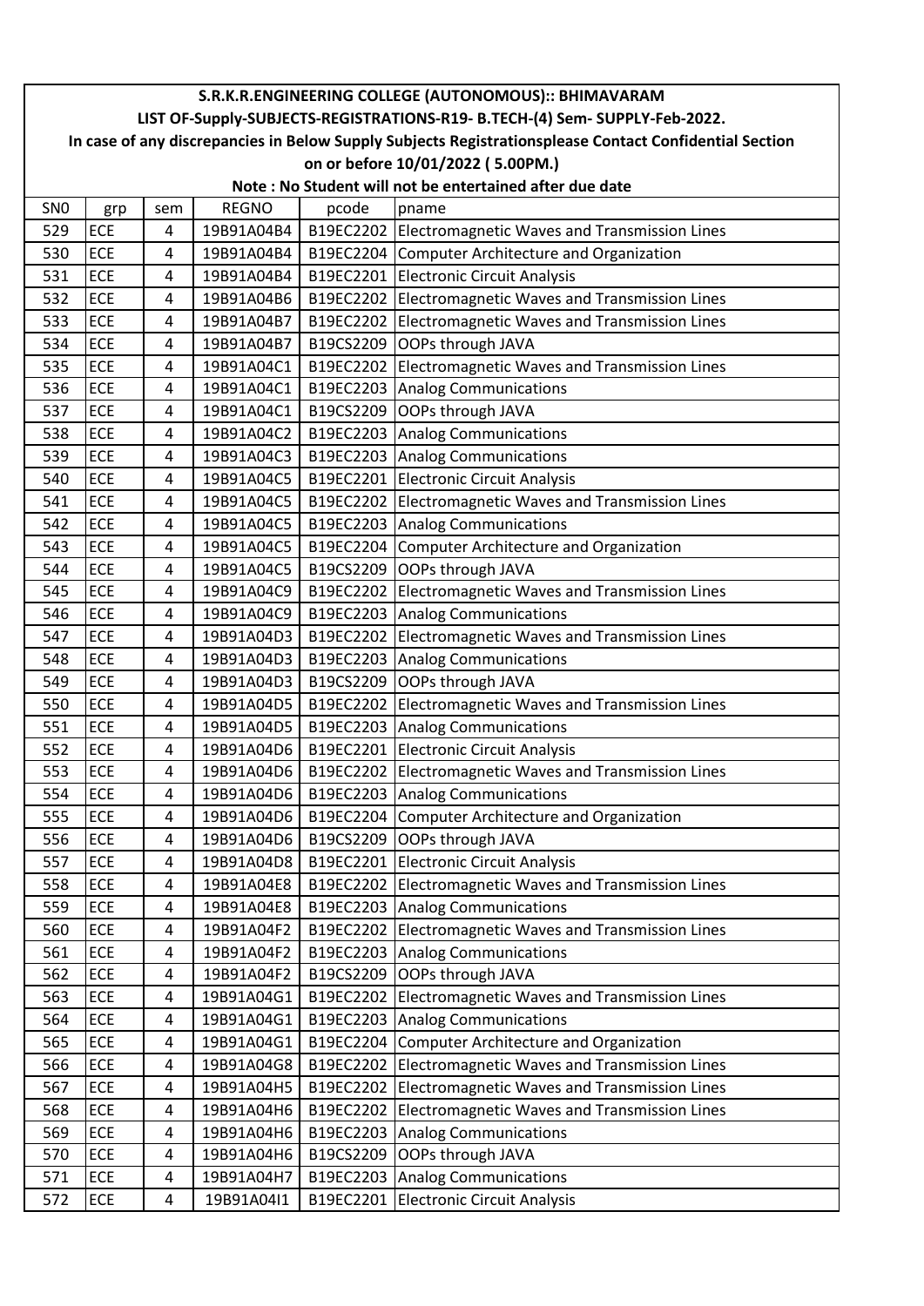# S.R.K.R.ENGINEERING COLLEGE (AUTONOMOUS):: BHIMAVARAM

## LIST OF-Supply-SUBJECTS-REGISTRATIONS-R19- B.TECH-(4) Sem- SUPPLY-Feb-2022.

**In case of any discrepancies in Below Supply Subjects Registrationsplease Contact Confidential Section on or before 10/01/2022 ( 5.00PM.)**

**Note : No Student will not be entertained after due date**

| SN0 | grp | sem | REGNO | pcode | pname |
|---|---|---|---|---|---|
| 529 | ECE | 4 | 19B91A04B4 | B19EC2202 | Electromagnetic Waves and Transmission Lines |
| 530 | ECE | 4 | 19B91A04B4 | B19EC2204 | Computer Architecture and Organization |
| 531 | ECE | 4 | 19B91A04B4 | B19EC2201 | Electronic Circuit Analysis |
| 532 | ECE | 4 | 19B91A04B6 | B19EC2202 | Electromagnetic Waves and Transmission Lines |
| 533 | ECE | 4 | 19B91A04B7 | B19EC2202 | Electromagnetic Waves and Transmission Lines |
| 534 | ECE | 4 | 19B91A04B7 | B19CS2209 | OOPs through JAVA |
| 535 | ECE | 4 | 19B91A04C1 | B19EC2202 | Electromagnetic Waves and Transmission Lines |
| 536 | ECE | 4 | 19B91A04C1 | B19EC2203 | Analog Communications |
| 537 | ECE | 4 | 19B91A04C1 | B19CS2209 | OOPs through JAVA |
| 538 | ECE | 4 | 19B91A04C2 | B19EC2203 | Analog Communications |
| 539 | ECE | 4 | 19B91A04C3 | B19EC2203 | Analog Communications |
| 540 | ECE | 4 | 19B91A04C5 | B19EC2201 | Electronic Circuit Analysis |
| 541 | ECE | 4 | 19B91A04C5 | B19EC2202 | Electromagnetic Waves and Transmission Lines |
| 542 | ECE | 4 | 19B91A04C5 | B19EC2203 | Analog Communications |
| 543 | ECE | 4 | 19B91A04C5 | B19EC2204 | Computer Architecture and Organization |
| 544 | ECE | 4 | 19B91A04C5 | B19CS2209 | OOPs through JAVA |
| 545 | ECE | 4 | 19B91A04C9 | B19EC2202 | Electromagnetic Waves and Transmission Lines |
| 546 | ECE | 4 | 19B91A04C9 | B19EC2203 | Analog Communications |
| 547 | ECE | 4 | 19B91A04D3 | B19EC2202 | Electromagnetic Waves and Transmission Lines |
| 548 | ECE | 4 | 19B91A04D3 | B19EC2203 | Analog Communications |
| 549 | ECE | 4 | 19B91A04D3 | B19CS2209 | OOPs through JAVA |
| 550 | ECE | 4 | 19B91A04D5 | B19EC2202 | Electromagnetic Waves and Transmission Lines |
| 551 | ECE | 4 | 19B91A04D5 | B19EC2203 | Analog Communications |
| 552 | ECE | 4 | 19B91A04D6 | B19EC2201 | Electronic Circuit Analysis |
| 553 | ECE | 4 | 19B91A04D6 | B19EC2202 | Electromagnetic Waves and Transmission Lines |
| 554 | ECE | 4 | 19B91A04D6 | B19EC2203 | Analog Communications |
| 555 | ECE | 4 | 19B91A04D6 | B19EC2204 | Computer Architecture and Organization |
| 556 | ECE | 4 | 19B91A04D6 | B19CS2209 | OOPs through JAVA |
| 557 | ECE | 4 | 19B91A04D8 | B19EC2201 | Electronic Circuit Analysis |
| 558 | ECE | 4 | 19B91A04E8 | B19EC2202 | Electromagnetic Waves and Transmission Lines |
| 559 | ECE | 4 | 19B91A04E8 | B19EC2203 | Analog Communications |
| 560 | ECE | 4 | 19B91A04F2 | B19EC2202 | Electromagnetic Waves and Transmission Lines |
| 561 | ECE | 4 | 19B91A04F2 | B19EC2203 | Analog Communications |
| 562 | ECE | 4 | 19B91A04F2 | B19CS2209 | OOPs through JAVA |
| 563 | ECE | 4 | 19B91A04G1 | B19EC2202 | Electromagnetic Waves and Transmission Lines |
| 564 | ECE | 4 | 19B91A04G1 | B19EC2203 | Analog Communications |
| 565 | ECE | 4 | 19B91A04G1 | B19EC2204 | Computer Architecture and Organization |
| 566 | ECE | 4 | 19B91A04G8 | B19EC2202 | Electromagnetic Waves and Transmission Lines |
| 567 | ECE | 4 | 19B91A04H5 | B19EC2202 | Electromagnetic Waves and Transmission Lines |
| 568 | ECE | 4 | 19B91A04H6 | B19EC2202 | Electromagnetic Waves and Transmission Lines |
| 569 | ECE | 4 | 19B91A04H6 | B19EC2203 | Analog Communications |
| 570 | ECE | 4 | 19B91A04H6 | B19CS2209 | OOPs through JAVA |
| 571 | ECE | 4 | 19B91A04H7 | B19EC2203 | Analog Communications |
| 572 | ECE | 4 | 19B91A04I1 | B19EC2201 | Electronic Circuit Analysis |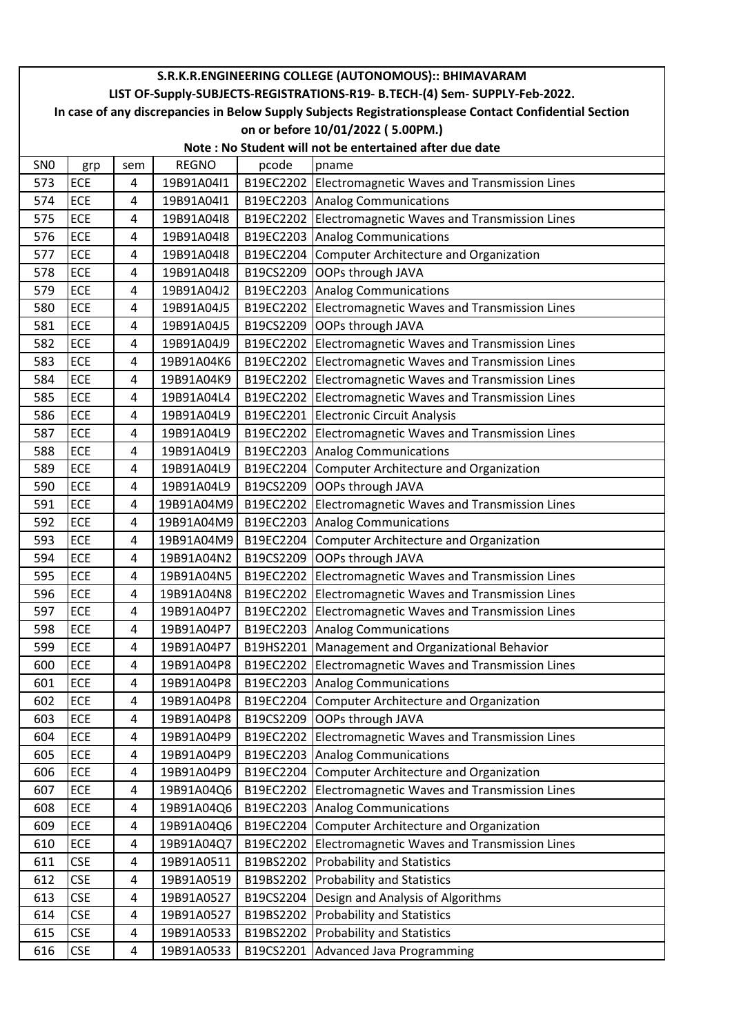**S.R.K.R.ENGINEERING COLLEGE (AUTONOMOUS):: BHIMAVARAM**

**LIST OF-Supply-SUBJECTS-REGISTRATIONS-R19- B.TECH-(4) Sem- SUPPLY-Feb-2022.**

**In case of any discrepancies in Below Supply Subjects Registrationsplease Contact Confidential Section on or before 10/01/2022 ( 5.00PM.)**

**Note : No Student will not be entertained after due date**

| SN0 | grp | sem | REGNO | pcode | pname |
|---|---|---|---|---|---|
| 573 | ECE | 4 | 19B91A04I1 | B19EC2202 | Electromagnetic Waves and Transmission Lines |
| 574 | ECE | 4 | 19B91A04I1 | B19EC2203 | Analog Communications |
| 575 | ECE | 4 | 19B91A04I8 | B19EC2202 | Electromagnetic Waves and Transmission Lines |
| 576 | ECE | 4 | 19B91A04I8 | B19EC2203 | Analog Communications |
| 577 | ECE | 4 | 19B91A04I8 | B19EC2204 | Computer Architecture and Organization |
| 578 | ECE | 4 | 19B91A04I8 | B19CS2209 | OOPs through JAVA |
| 579 | ECE | 4 | 19B91A04J2 | B19EC2203 | Analog Communications |
| 580 | ECE | 4 | 19B91A04J5 | B19EC2202 | Electromagnetic Waves and Transmission Lines |
| 581 | ECE | 4 | 19B91A04J5 | B19CS2209 | OOPs through JAVA |
| 582 | ECE | 4 | 19B91A04J9 | B19EC2202 | Electromagnetic Waves and Transmission Lines |
| 583 | ECE | 4 | 19B91A04K6 | B19EC2202 | Electromagnetic Waves and Transmission Lines |
| 584 | ECE | 4 | 19B91A04K9 | B19EC2202 | Electromagnetic Waves and Transmission Lines |
| 585 | ECE | 4 | 19B91A04L4 | B19EC2202 | Electromagnetic Waves and Transmission Lines |
| 586 | ECE | 4 | 19B91A04L9 | B19EC2201 | Electronic Circuit Analysis |
| 587 | ECE | 4 | 19B91A04L9 | B19EC2202 | Electromagnetic Waves and Transmission Lines |
| 588 | ECE | 4 | 19B91A04L9 | B19EC2203 | Analog Communications |
| 589 | ECE | 4 | 19B91A04L9 | B19EC2204 | Computer Architecture and Organization |
| 590 | ECE | 4 | 19B91A04L9 | B19CS2209 | OOPs through JAVA |
| 591 | ECE | 4 | 19B91A04M9 | B19EC2202 | Electromagnetic Waves and Transmission Lines |
| 592 | ECE | 4 | 19B91A04M9 | B19EC2203 | Analog Communications |
| 593 | ECE | 4 | 19B91A04M9 | B19EC2204 | Computer Architecture and Organization |
| 594 | ECE | 4 | 19B91A04N2 | B19CS2209 | OOPs through JAVA |
| 595 | ECE | 4 | 19B91A04N5 | B19EC2202 | Electromagnetic Waves and Transmission Lines |
| 596 | ECE | 4 | 19B91A04N8 | B19EC2202 | Electromagnetic Waves and Transmission Lines |
| 597 | ECE | 4 | 19B91A04P7 | B19EC2202 | Electromagnetic Waves and Transmission Lines |
| 598 | ECE | 4 | 19B91A04P7 | B19EC2203 | Analog Communications |
| 599 | ECE | 4 | 19B91A04P7 | B19HS2201 | Management and Organizational Behavior |
| 600 | ECE | 4 | 19B91A04P8 | B19EC2202 | Electromagnetic Waves and Transmission Lines |
| 601 | ECE | 4 | 19B91A04P8 | B19EC2203 | Analog Communications |
| 602 | ECE | 4 | 19B91A04P8 | B19EC2204 | Computer Architecture and Organization |
| 603 | ECE | 4 | 19B91A04P8 | B19CS2209 | OOPs through JAVA |
| 604 | ECE | 4 | 19B91A04P9 | B19EC2202 | Electromagnetic Waves and Transmission Lines |
| 605 | ECE | 4 | 19B91A04P9 | B19EC2203 | Analog Communications |
| 606 | ECE | 4 | 19B91A04P9 | B19EC2204 | Computer Architecture and Organization |
| 607 | ECE | 4 | 19B91A04Q6 | B19EC2202 | Electromagnetic Waves and Transmission Lines |
| 608 | ECE | 4 | 19B91A04Q6 | B19EC2203 | Analog Communications |
| 609 | ECE | 4 | 19B91A04Q6 | B19EC2204 | Computer Architecture and Organization |
| 610 | ECE | 4 | 19B91A04Q7 | B19EC2202 | Electromagnetic Waves and Transmission Lines |
| 611 | CSE | 4 | 19B91A0511 | B19BS2202 | Probability and Statistics |
| 612 | CSE | 4 | 19B91A0519 | B19BS2202 | Probability and Statistics |
| 613 | CSE | 4 | 19B91A0527 | B19CS2204 | Design and Analysis of Algorithms |
| 614 | CSE | 4 | 19B91A0527 | B19BS2202 | Probability and Statistics |
| 615 | CSE | 4 | 19B91A0533 | B19BS2202 | Probability and Statistics |
| 616 | CSE | 4 | 19B91A0533 | B19CS2201 | Advanced Java Programming |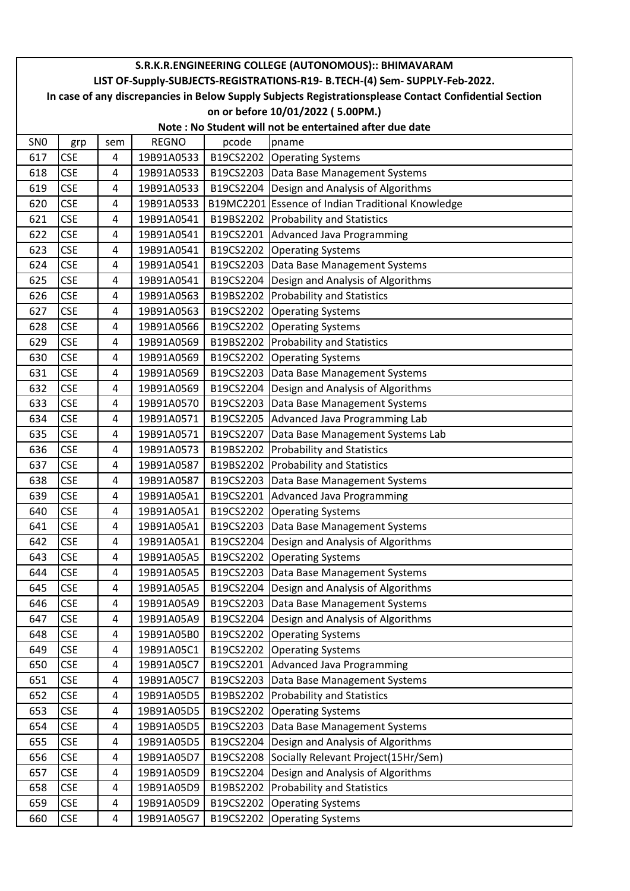**S.R.K.R.ENGINEERING COLLEGE (AUTONOMOUS):: BHIMAVARAM**

**LIST OF-Supply-SUBJECTS-REGISTRATIONS-R19- B.TECH-(4) Sem- SUPPLY-Feb-2022.**

**In case of any discrepancies in Below Supply Subjects Registrationsplease Contact Confidential Section on or before 10/01/2022 ( 5.00PM.)**

**Note : No Student will not be entertained after due date**

| SN0 | grp | sem | REGNO | pcode | pname |
|---|---|---|---|---|---|
| 617 | CSE | 4 | 19B91A0533 | B19CS2202 | Operating Systems |
| 618 | CSE | 4 | 19B91A0533 | B19CS2203 | Data Base Management Systems |
| 619 | CSE | 4 | 19B91A0533 | B19CS2204 | Design and Analysis of Algorithms |
| 620 | CSE | 4 | 19B91A0533 | B19MC2201 | Essence of Indian Traditional Knowledge |
| 621 | CSE | 4 | 19B91A0541 | B19BS2202 | Probability and Statistics |
| 622 | CSE | 4 | 19B91A0541 | B19CS2201 | Advanced Java Programming |
| 623 | CSE | 4 | 19B91A0541 | B19CS2202 | Operating Systems |
| 624 | CSE | 4 | 19B91A0541 | B19CS2203 | Data Base Management Systems |
| 625 | CSE | 4 | 19B91A0541 | B19CS2204 | Design and Analysis of Algorithms |
| 626 | CSE | 4 | 19B91A0563 | B19BS2202 | Probability and Statistics |
| 627 | CSE | 4 | 19B91A0563 | B19CS2202 | Operating Systems |
| 628 | CSE | 4 | 19B91A0566 | B19CS2202 | Operating Systems |
| 629 | CSE | 4 | 19B91A0569 | B19BS2202 | Probability and Statistics |
| 630 | CSE | 4 | 19B91A0569 | B19CS2202 | Operating Systems |
| 631 | CSE | 4 | 19B91A0569 | B19CS2203 | Data Base Management Systems |
| 632 | CSE | 4 | 19B91A0569 | B19CS2204 | Design and Analysis of Algorithms |
| 633 | CSE | 4 | 19B91A0570 | B19CS2203 | Data Base Management Systems |
| 634 | CSE | 4 | 19B91A0571 | B19CS2205 | Advanced Java Programming Lab |
| 635 | CSE | 4 | 19B91A0571 | B19CS2207 | Data Base Management Systems Lab |
| 636 | CSE | 4 | 19B91A0573 | B19BS2202 | Probability and Statistics |
| 637 | CSE | 4 | 19B91A0587 | B19BS2202 | Probability and Statistics |
| 638 | CSE | 4 | 19B91A0587 | B19CS2203 | Data Base Management Systems |
| 639 | CSE | 4 | 19B91A05A1 | B19CS2201 | Advanced Java Programming |
| 640 | CSE | 4 | 19B91A05A1 | B19CS2202 | Operating Systems |
| 641 | CSE | 4 | 19B91A05A1 | B19CS2203 | Data Base Management Systems |
| 642 | CSE | 4 | 19B91A05A1 | B19CS2204 | Design and Analysis of Algorithms |
| 643 | CSE | 4 | 19B91A05A5 | B19CS2202 | Operating Systems |
| 644 | CSE | 4 | 19B91A05A5 | B19CS2203 | Data Base Management Systems |
| 645 | CSE | 4 | 19B91A05A5 | B19CS2204 | Design and Analysis of Algorithms |
| 646 | CSE | 4 | 19B91A05A9 | B19CS2203 | Data Base Management Systems |
| 647 | CSE | 4 | 19B91A05A9 | B19CS2204 | Design and Analysis of Algorithms |
| 648 | CSE | 4 | 19B91A05B0 | B19CS2202 | Operating Systems |
| 649 | CSE | 4 | 19B91A05C1 | B19CS2202 | Operating Systems |
| 650 | CSE | 4 | 19B91A05C7 | B19CS2201 | Advanced Java Programming |
| 651 | CSE | 4 | 19B91A05C7 | B19CS2203 | Data Base Management Systems |
| 652 | CSE | 4 | 19B91A05D5 | B19BS2202 | Probability and Statistics |
| 653 | CSE | 4 | 19B91A05D5 | B19CS2202 | Operating Systems |
| 654 | CSE | 4 | 19B91A05D5 | B19CS2203 | Data Base Management Systems |
| 655 | CSE | 4 | 19B91A05D5 | B19CS2204 | Design and Analysis of Algorithms |
| 656 | CSE | 4 | 19B91A05D7 | B19CS2208 | Socially Relevant Project(15Hr/Sem) |
| 657 | CSE | 4 | 19B91A05D9 | B19CS2204 | Design and Analysis of Algorithms |
| 658 | CSE | 4 | 19B91A05D9 | B19BS2202 | Probability and Statistics |
| 659 | CSE | 4 | 19B91A05D9 | B19CS2202 | Operating Systems |
| 660 | CSE | 4 | 19B91A05G7 | B19CS2202 | Operating Systems |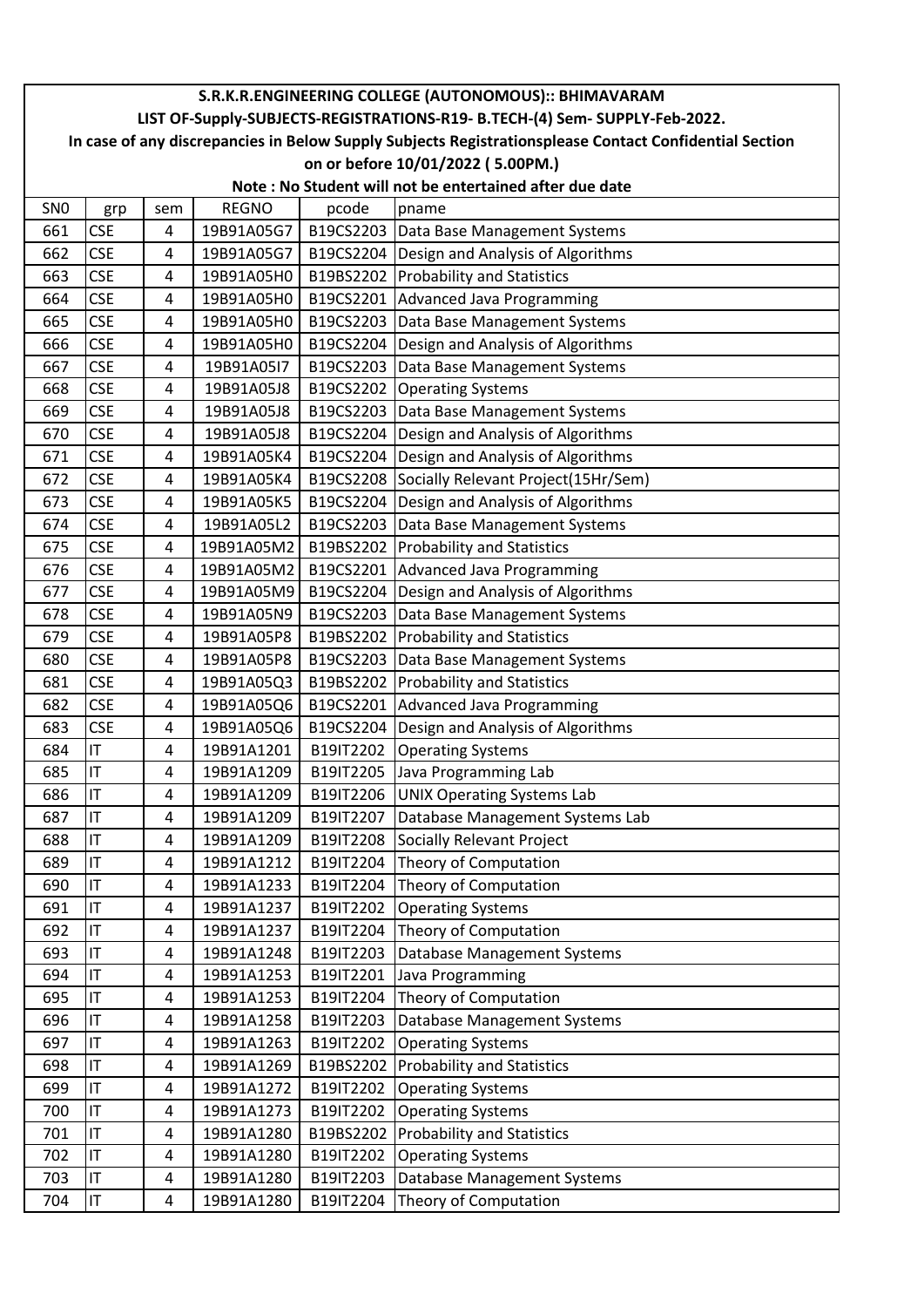# S.R.K.R.ENGINEERING COLLEGE (AUTONOMOUS):: BHIMAVARAM

## LIST OF-Supply-SUBJECTS-REGISTRATIONS-R19- B.TECH-(4) Sem- SUPPLY-Feb-2022.

**In case of any discrepancies in Below Supply Subjects Registrationsplease Contact Confidential Section on or before 10/01/2022 ( 5.00PM.)**

**Note : No Student will not be entertained after due date**

| SN0 | grp | sem | REGNO | pcode | pname |
|---|---|---|---|---|---|
| 661 | CSE | 4 | 19B91A05G7 | B19CS2203 | Data Base Management Systems |
| 662 | CSE | 4 | 19B91A05G7 | B19CS2204 | Design and Analysis of Algorithms |
| 663 | CSE | 4 | 19B91A05H0 | B19BS2202 | Probability and Statistics |
| 664 | CSE | 4 | 19B91A05H0 | B19CS2201 | Advanced Java Programming |
| 665 | CSE | 4 | 19B91A05H0 | B19CS2203 | Data Base Management Systems |
| 666 | CSE | 4 | 19B91A05H0 | B19CS2204 | Design and Analysis of Algorithms |
| 667 | CSE | 4 | 19B91A05I7 | B19CS2203 | Data Base Management Systems |
| 668 | CSE | 4 | 19B91A05J8 | B19CS2202 | Operating Systems |
| 669 | CSE | 4 | 19B91A05J8 | B19CS2203 | Data Base Management Systems |
| 670 | CSE | 4 | 19B91A05J8 | B19CS2204 | Design and Analysis of Algorithms |
| 671 | CSE | 4 | 19B91A05K4 | B19CS2204 | Design and Analysis of Algorithms |
| 672 | CSE | 4 | 19B91A05K4 | B19CS2208 | Socially Relevant Project(15Hr/Sem) |
| 673 | CSE | 4 | 19B91A05K5 | B19CS2204 | Design and Analysis of Algorithms |
| 674 | CSE | 4 | 19B91A05L2 | B19CS2203 | Data Base Management Systems |
| 675 | CSE | 4 | 19B91A05M2 | B19BS2202 | Probability and Statistics |
| 676 | CSE | 4 | 19B91A05M2 | B19CS2201 | Advanced Java Programming |
| 677 | CSE | 4 | 19B91A05M9 | B19CS2204 | Design and Analysis of Algorithms |
| 678 | CSE | 4 | 19B91A05N9 | B19CS2203 | Data Base Management Systems |
| 679 | CSE | 4 | 19B91A05P8 | B19BS2202 | Probability and Statistics |
| 680 | CSE | 4 | 19B91A05P8 | B19CS2203 | Data Base Management Systems |
| 681 | CSE | 4 | 19B91A05Q3 | B19BS2202 | Probability and Statistics |
| 682 | CSE | 4 | 19B91A05Q6 | B19CS2201 | Advanced Java Programming |
| 683 | CSE | 4 | 19B91A05Q6 | B19CS2204 | Design and Analysis of Algorithms |
| 684 | IT | 4 | 19B91A1201 | B19IT2202 | Operating Systems |
| 685 | IT | 4 | 19B91A1209 | B19IT2205 | Java Programming Lab |
| 686 | IT | 4 | 19B91A1209 | B19IT2206 | UNIX Operating Systems Lab |
| 687 | IT | 4 | 19B91A1209 | B19IT2207 | Database Management Systems Lab |
| 688 | IT | 4 | 19B91A1209 | B19IT2208 | Socially Relevant Project |
| 689 | IT | 4 | 19B91A1212 | B19IT2204 | Theory of Computation |
| 690 | IT | 4 | 19B91A1233 | B19IT2204 | Theory of Computation |
| 691 | IT | 4 | 19B91A1237 | B19IT2202 | Operating Systems |
| 692 | IT | 4 | 19B91A1237 | B19IT2204 | Theory of Computation |
| 693 | IT | 4 | 19B91A1248 | B19IT2203 | Database Management Systems |
| 694 | IT | 4 | 19B91A1253 | B19IT2201 | Java Programming |
| 695 | IT | 4 | 19B91A1253 | B19IT2204 | Theory of Computation |
| 696 | IT | 4 | 19B91A1258 | B19IT2203 | Database Management Systems |
| 697 | IT | 4 | 19B91A1263 | B19IT2202 | Operating Systems |
| 698 | IT | 4 | 19B91A1269 | B19BS2202 | Probability and Statistics |
| 699 | IT | 4 | 19B91A1272 | B19IT2202 | Operating Systems |
| 700 | IT | 4 | 19B91A1273 | B19IT2202 | Operating Systems |
| 701 | IT | 4 | 19B91A1280 | B19BS2202 | Probability and Statistics |
| 702 | IT | 4 | 19B91A1280 | B19IT2202 | Operating Systems |
| 703 | IT | 4 | 19B91A1280 | B19IT2203 | Database Management Systems |
| 704 | IT | 4 | 19B91A1280 | B19IT2204 | Theory of Computation |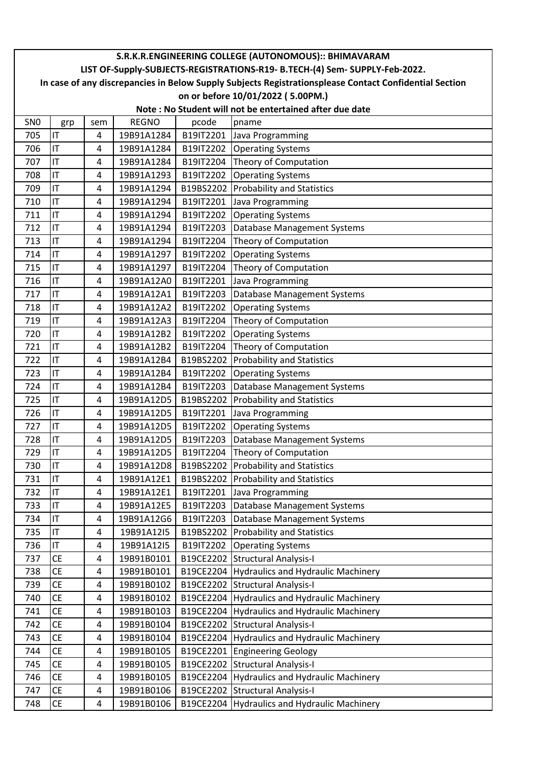**S.R.K.R.ENGINEERING COLLEGE (AUTONOMOUS):: BHIMAVARAM**

**LIST OF-Supply-SUBJECTS-REGISTRATIONS-R19- B.TECH-(4) Sem- SUPPLY-Feb-2022.**

**In case of any discrepancies in Below Supply Subjects Registrationsplease Contact Confidential Section on or before 10/01/2022 ( 5.00PM.)**

**Note : No Student will not be entertained after due date**

| SN0 | grp | sem | REGNO | pcode | pname |
|---|---|---|---|---|---|
| 705 | IT | 4 | 19B91A1284 | B19IT2201 | Java Programming |
| 706 | IT | 4 | 19B91A1284 | B19IT2202 | Operating Systems |
| 707 | IT | 4 | 19B91A1284 | B19IT2204 | Theory of Computation |
| 708 | IT | 4 | 19B91A1293 | B19IT2202 | Operating Systems |
| 709 | IT | 4 | 19B91A1294 | B19BS2202 | Probability and Statistics |
| 710 | IT | 4 | 19B91A1294 | B19IT2201 | Java Programming |
| 711 | IT | 4 | 19B91A1294 | B19IT2202 | Operating Systems |
| 712 | IT | 4 | 19B91A1294 | B19IT2203 | Database Management Systems |
| 713 | IT | 4 | 19B91A1294 | B19IT2204 | Theory of Computation |
| 714 | IT | 4 | 19B91A1297 | B19IT2202 | Operating Systems |
| 715 | IT | 4 | 19B91A1297 | B19IT2204 | Theory of Computation |
| 716 | IT | 4 | 19B91A12A0 | B19IT2201 | Java Programming |
| 717 | IT | 4 | 19B91A12A1 | B19IT2203 | Database Management Systems |
| 718 | IT | 4 | 19B91A12A2 | B19IT2202 | Operating Systems |
| 719 | IT | 4 | 19B91A12A3 | B19IT2204 | Theory of Computation |
| 720 | IT | 4 | 19B91A12B2 | B19IT2202 | Operating Systems |
| 721 | IT | 4 | 19B91A12B2 | B19IT2204 | Theory of Computation |
| 722 | IT | 4 | 19B91A12B4 | B19BS2202 | Probability and Statistics |
| 723 | IT | 4 | 19B91A12B4 | B19IT2202 | Operating Systems |
| 724 | IT | 4 | 19B91A12B4 | B19IT2203 | Database Management Systems |
| 725 | IT | 4 | 19B91A12D5 | B19BS2202 | Probability and Statistics |
| 726 | IT | 4 | 19B91A12D5 | B19IT2201 | Java Programming |
| 727 | IT | 4 | 19B91A12D5 | B19IT2202 | Operating Systems |
| 728 | IT | 4 | 19B91A12D5 | B19IT2203 | Database Management Systems |
| 729 | IT | 4 | 19B91A12D5 | B19IT2204 | Theory of Computation |
| 730 | IT | 4 | 19B91A12D8 | B19BS2202 | Probability and Statistics |
| 731 | IT | 4 | 19B91A12E1 | B19BS2202 | Probability and Statistics |
| 732 | IT | 4 | 19B91A12E1 | B19IT2201 | Java Programming |
| 733 | IT | 4 | 19B91A12E5 | B19IT2203 | Database Management Systems |
| 734 | IT | 4 | 19B91A12G6 | B19IT2203 | Database Management Systems |
| 735 | IT | 4 | 19B91A12I5 | B19BS2202 | Probability and Statistics |
| 736 | IT | 4 | 19B91A12I5 | B19IT2202 | Operating Systems |
| 737 | CE | 4 | 19B91B0101 | B19CE2202 | Structural Analysis-I |
| 738 | CE | 4 | 19B91B0101 | B19CE2204 | Hydraulics and Hydraulic Machinery |
| 739 | CE | 4 | 19B91B0102 | B19CE2202 | Structural Analysis-I |
| 740 | CE | 4 | 19B91B0102 | B19CE2204 | Hydraulics and Hydraulic Machinery |
| 741 | CE | 4 | 19B91B0103 | B19CE2204 | Hydraulics and Hydraulic Machinery |
| 742 | CE | 4 | 19B91B0104 | B19CE2202 | Structural Analysis-I |
| 743 | CE | 4 | 19B91B0104 | B19CE2204 | Hydraulics and Hydraulic Machinery |
| 744 | CE | 4 | 19B91B0105 | B19CE2201 | Engineering Geology |
| 745 | CE | 4 | 19B91B0105 | B19CE2202 | Structural Analysis-I |
| 746 | CE | 4 | 19B91B0105 | B19CE2204 | Hydraulics and Hydraulic Machinery |
| 747 | CE | 4 | 19B91B0106 | B19CE2202 | Structural Analysis-I |
| 748 | CE | 4 | 19B91B0106 | B19CE2204 | Hydraulics and Hydraulic Machinery |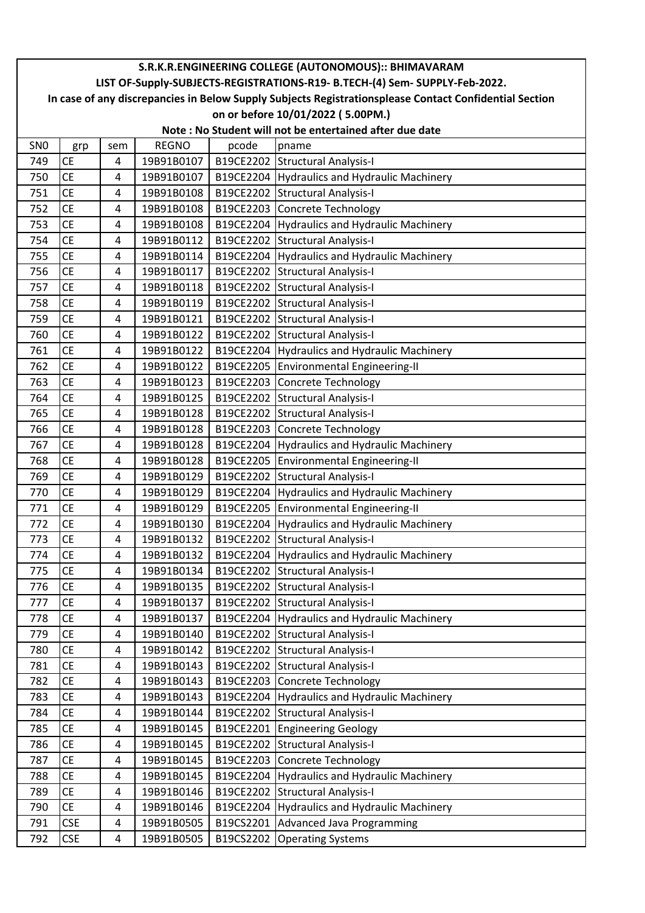**S.R.K.R.ENGINEERING COLLEGE (AUTONOMOUS):: BHIMAVARAM**

**LIST OF-Supply-SUBJECTS-REGISTRATIONS-R19- B.TECH-(4) Sem- SUPPLY-Feb-2022.**

**In case of any discrepancies in Below Supply Subjects Registrationsplease Contact Confidential Section on or before 10/01/2022 ( 5.00PM.)**

**Note : No Student will not be entertained after due date**

| SN0 | grp | sem | REGNO | pcode | pname |
|---|---|---|---|---|---|
| 749 | CE | 4 | 19B91B0107 | B19CE2202 | Structural Analysis-I |
| 750 | CE | 4 | 19B91B0107 | B19CE2204 | Hydraulics and Hydraulic Machinery |
| 751 | CE | 4 | 19B91B0108 | B19CE2202 | Structural Analysis-I |
| 752 | CE | 4 | 19B91B0108 | B19CE2203 | Concrete Technology |
| 753 | CE | 4 | 19B91B0108 | B19CE2204 | Hydraulics and Hydraulic Machinery |
| 754 | CE | 4 | 19B91B0112 | B19CE2202 | Structural Analysis-I |
| 755 | CE | 4 | 19B91B0114 | B19CE2204 | Hydraulics and Hydraulic Machinery |
| 756 | CE | 4 | 19B91B0117 | B19CE2202 | Structural Analysis-I |
| 757 | CE | 4 | 19B91B0118 | B19CE2202 | Structural Analysis-I |
| 758 | CE | 4 | 19B91B0119 | B19CE2202 | Structural Analysis-I |
| 759 | CE | 4 | 19B91B0121 | B19CE2202 | Structural Analysis-I |
| 760 | CE | 4 | 19B91B0122 | B19CE2202 | Structural Analysis-I |
| 761 | CE | 4 | 19B91B0122 | B19CE2204 | Hydraulics and Hydraulic Machinery |
| 762 | CE | 4 | 19B91B0122 | B19CE2205 | Environmental Engineering-II |
| 763 | CE | 4 | 19B91B0123 | B19CE2203 | Concrete Technology |
| 764 | CE | 4 | 19B91B0125 | B19CE2202 | Structural Analysis-I |
| 765 | CE | 4 | 19B91B0128 | B19CE2202 | Structural Analysis-I |
| 766 | CE | 4 | 19B91B0128 | B19CE2203 | Concrete Technology |
| 767 | CE | 4 | 19B91B0128 | B19CE2204 | Hydraulics and Hydraulic Machinery |
| 768 | CE | 4 | 19B91B0128 | B19CE2205 | Environmental Engineering-II |
| 769 | CE | 4 | 19B91B0129 | B19CE2202 | Structural Analysis-I |
| 770 | CE | 4 | 19B91B0129 | B19CE2204 | Hydraulics and Hydraulic Machinery |
| 771 | CE | 4 | 19B91B0129 | B19CE2205 | Environmental Engineering-II |
| 772 | CE | 4 | 19B91B0130 | B19CE2204 | Hydraulics and Hydraulic Machinery |
| 773 | CE | 4 | 19B91B0132 | B19CE2202 | Structural Analysis-I |
| 774 | CE | 4 | 19B91B0132 | B19CE2204 | Hydraulics and Hydraulic Machinery |
| 775 | CE | 4 | 19B91B0134 | B19CE2202 | Structural Analysis-I |
| 776 | CE | 4 | 19B91B0135 | B19CE2202 | Structural Analysis-I |
| 777 | CE | 4 | 19B91B0137 | B19CE2202 | Structural Analysis-I |
| 778 | CE | 4 | 19B91B0137 | B19CE2204 | Hydraulics and Hydraulic Machinery |
| 779 | CE | 4 | 19B91B0140 | B19CE2202 | Structural Analysis-I |
| 780 | CE | 4 | 19B91B0142 | B19CE2202 | Structural Analysis-I |
| 781 | CE | 4 | 19B91B0143 | B19CE2202 | Structural Analysis-I |
| 782 | CE | 4 | 19B91B0143 | B19CE2203 | Concrete Technology |
| 783 | CE | 4 | 19B91B0143 | B19CE2204 | Hydraulics and Hydraulic Machinery |
| 784 | CE | 4 | 19B91B0144 | B19CE2202 | Structural Analysis-I |
| 785 | CE | 4 | 19B91B0145 | B19CE2201 | Engineering Geology |
| 786 | CE | 4 | 19B91B0145 | B19CE2202 | Structural Analysis-I |
| 787 | CE | 4 | 19B91B0145 | B19CE2203 | Concrete Technology |
| 788 | CE | 4 | 19B91B0145 | B19CE2204 | Hydraulics and Hydraulic Machinery |
| 789 | CE | 4 | 19B91B0146 | B19CE2202 | Structural Analysis-I |
| 790 | CE | 4 | 19B91B0146 | B19CE2204 | Hydraulics and Hydraulic Machinery |
| 791 | CSE | 4 | 19B91B0505 | B19CS2201 | Advanced Java Programming |
| 792 | CSE | 4 | 19B91B0505 | B19CS2202 | Operating Systems |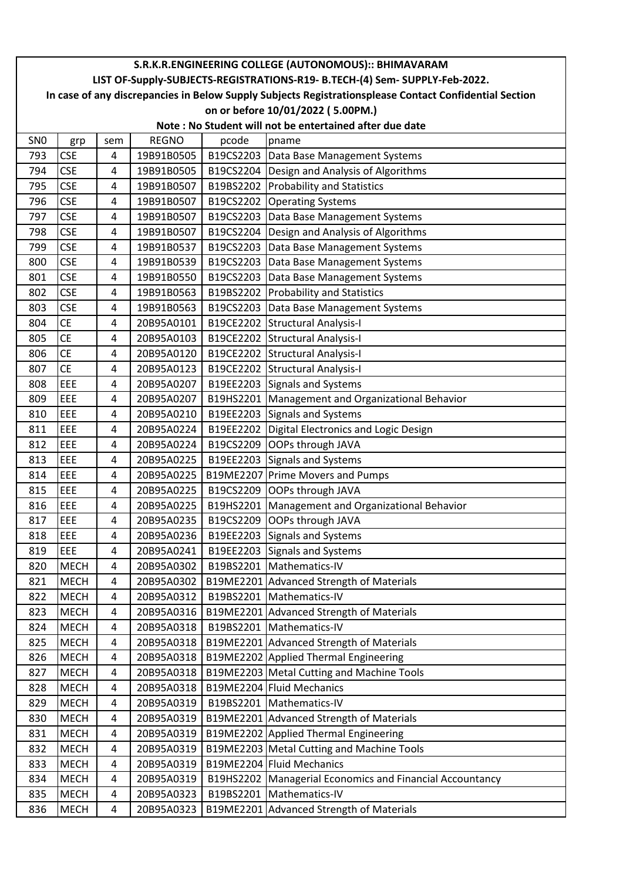S.R.K.R.ENGINEERING COLLEGE (AUTONOMOUS):: BHIMAVARAM

LIST OF-Supply-SUBJECTS-REGISTRATIONS-R19- B.TECH-(4) Sem- SUPPLY-Feb-2022.

In case of any discrepancies in Below Supply Subjects Registrationsplease Contact Confidential Section on or before 10/01/2022 ( 5.00PM.)

Note : No Student will not be entertained after due date

| SN0 | grp | sem | REGNO | pcode | pname |
|---|---|---|---|---|---|
| 793 | CSE | 4 | 19B91B0505 | B19CS2203 | Data Base Management Systems |
| 794 | CSE | 4 | 19B91B0505 | B19CS2204 | Design and Analysis of Algorithms |
| 795 | CSE | 4 | 19B91B0507 | B19BS2202 | Probability and Statistics |
| 796 | CSE | 4 | 19B91B0507 | B19CS2202 | Operating Systems |
| 797 | CSE | 4 | 19B91B0507 | B19CS2203 | Data Base Management Systems |
| 798 | CSE | 4 | 19B91B0507 | B19CS2204 | Design and Analysis of Algorithms |
| 799 | CSE | 4 | 19B91B0537 | B19CS2203 | Data Base Management Systems |
| 800 | CSE | 4 | 19B91B0539 | B19CS2203 | Data Base Management Systems |
| 801 | CSE | 4 | 19B91B0550 | B19CS2203 | Data Base Management Systems |
| 802 | CSE | 4 | 19B91B0563 | B19BS2202 | Probability and Statistics |
| 803 | CSE | 4 | 19B91B0563 | B19CS2203 | Data Base Management Systems |
| 804 | CE | 4 | 20B95A0101 | B19CE2202 | Structural Analysis-I |
| 805 | CE | 4 | 20B95A0103 | B19CE2202 | Structural Analysis-I |
| 806 | CE | 4 | 20B95A0120 | B19CE2202 | Structural Analysis-I |
| 807 | CE | 4 | 20B95A0123 | B19CE2202 | Structural Analysis-I |
| 808 | EEE | 4 | 20B95A0207 | B19EE2203 | Signals and Systems |
| 809 | EEE | 4 | 20B95A0207 | B19HS2201 | Management and Organizational Behavior |
| 810 | EEE | 4 | 20B95A0210 | B19EE2203 | Signals and Systems |
| 811 | EEE | 4 | 20B95A0224 | B19EE2202 | Digital Electronics and Logic Design |
| 812 | EEE | 4 | 20B95A0224 | B19CS2209 | OOPs through JAVA |
| 813 | EEE | 4 | 20B95A0225 | B19EE2203 | Signals and Systems |
| 814 | EEE | 4 | 20B95A0225 | B19ME2207 | Prime Movers and Pumps |
| 815 | EEE | 4 | 20B95A0225 | B19CS2209 | OOPs through JAVA |
| 816 | EEE | 4 | 20B95A0225 | B19HS2201 | Management and Organizational Behavior |
| 817 | EEE | 4 | 20B95A0235 | B19CS2209 | OOPs through JAVA |
| 818 | EEE | 4 | 20B95A0236 | B19EE2203 | Signals and Systems |
| 819 | EEE | 4 | 20B95A0241 | B19EE2203 | Signals and Systems |
| 820 | MECH | 4 | 20B95A0302 | B19BS2201 | Mathematics-IV |
| 821 | MECH | 4 | 20B95A0302 | B19ME2201 | Advanced Strength of Materials |
| 822 | MECH | 4 | 20B95A0312 | B19BS2201 | Mathematics-IV |
| 823 | MECH | 4 | 20B95A0316 | B19ME2201 | Advanced Strength of Materials |
| 824 | MECH | 4 | 20B95A0318 | B19BS2201 | Mathematics-IV |
| 825 | MECH | 4 | 20B95A0318 | B19ME2201 | Advanced Strength of Materials |
| 826 | MECH | 4 | 20B95A0318 | B19ME2202 | Applied Thermal Engineering |
| 827 | MECH | 4 | 20B95A0318 | B19ME2203 | Metal Cutting and Machine Tools |
| 828 | MECH | 4 | 20B95A0318 | B19ME2204 | Fluid Mechanics |
| 829 | MECH | 4 | 20B95A0319 | B19BS2201 | Mathematics-IV |
| 830 | MECH | 4 | 20B95A0319 | B19ME2201 | Advanced Strength of Materials |
| 831 | MECH | 4 | 20B95A0319 | B19ME2202 | Applied Thermal Engineering |
| 832 | MECH | 4 | 20B95A0319 | B19ME2203 | Metal Cutting and Machine Tools |
| 833 | MECH | 4 | 20B95A0319 | B19ME2204 | Fluid Mechanics |
| 834 | MECH | 4 | 20B95A0319 | B19HS2202 | Managerial Economics and Financial Accountancy |
| 835 | MECH | 4 | 20B95A0323 | B19BS2201 | Mathematics-IV |
| 836 | MECH | 4 | 20B95A0323 | B19ME2201 | Advanced Strength of Materials |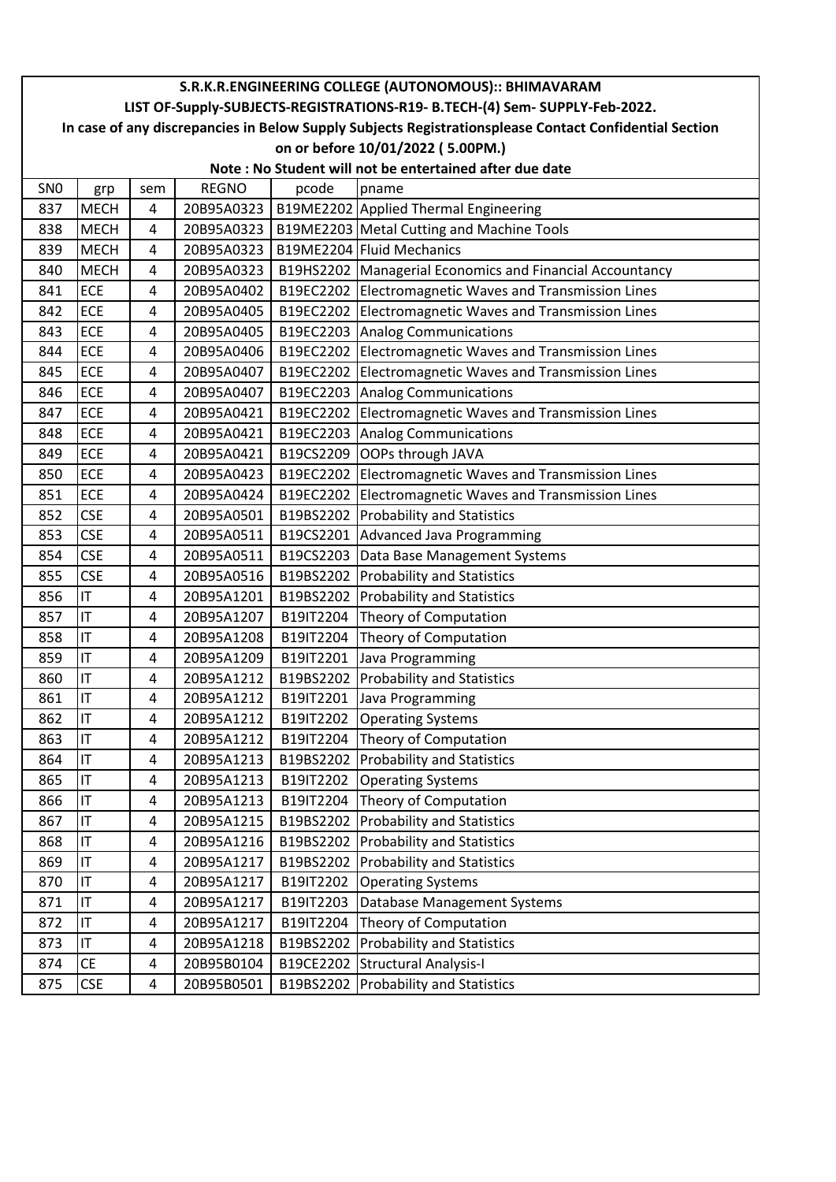**S.R.K.R.ENGINEERING COLLEGE (AUTONOMOUS):: BHIMAVARAM**

**LIST OF-Supply-SUBJECTS-REGISTRATIONS-R19- B.TECH-(4) Sem- SUPPLY-Feb-2022.**

**In case of any discrepancies in Below Supply Subjects Registrationsplease Contact Confidential Section on or before 10/01/2022 ( 5.00PM.)**

**Note : No Student will not be entertained after due date**

| SN0 | grp | sem | REGNO | pcode | pname |
|---|---|---|---|---|---|
| 837 | MECH | 4 | 20B95A0323 | B19ME2202 | Applied Thermal Engineering |
| 838 | MECH | 4 | 20B95A0323 | B19ME2203 | Metal Cutting and Machine Tools |
| 839 | MECH | 4 | 20B95A0323 | B19ME2204 | Fluid Mechanics |
| 840 | MECH | 4 | 20B95A0323 | B19HS2202 | Managerial Economics and Financial Accountancy |
| 841 | ECE | 4 | 20B95A0402 | B19EC2202 | Electromagnetic Waves and Transmission Lines |
| 842 | ECE | 4 | 20B95A0405 | B19EC2202 | Electromagnetic Waves and Transmission Lines |
| 843 | ECE | 4 | 20B95A0405 | B19EC2203 | Analog Communications |
| 844 | ECE | 4 | 20B95A0406 | B19EC2202 | Electromagnetic Waves and Transmission Lines |
| 845 | ECE | 4 | 20B95A0407 | B19EC2202 | Electromagnetic Waves and Transmission Lines |
| 846 | ECE | 4 | 20B95A0407 | B19EC2203 | Analog Communications |
| 847 | ECE | 4 | 20B95A0421 | B19EC2202 | Electromagnetic Waves and Transmission Lines |
| 848 | ECE | 4 | 20B95A0421 | B19EC2203 | Analog Communications |
| 849 | ECE | 4 | 20B95A0421 | B19CS2209 | OOPs through JAVA |
| 850 | ECE | 4 | 20B95A0423 | B19EC2202 | Electromagnetic Waves and Transmission Lines |
| 851 | ECE | 4 | 20B95A0424 | B19EC2202 | Electromagnetic Waves and Transmission Lines |
| 852 | CSE | 4 | 20B95A0501 | B19BS2202 | Probability and Statistics |
| 853 | CSE | 4 | 20B95A0511 | B19CS2201 | Advanced Java Programming |
| 854 | CSE | 4 | 20B95A0511 | B19CS2203 | Data Base Management Systems |
| 855 | CSE | 4 | 20B95A0516 | B19BS2202 | Probability and Statistics |
| 856 | IT | 4 | 20B95A1201 | B19BS2202 | Probability and Statistics |
| 857 | IT | 4 | 20B95A1207 | B19IT2204 | Theory of Computation |
| 858 | IT | 4 | 20B95A1208 | B19IT2204 | Theory of Computation |
| 859 | IT | 4 | 20B95A1209 | B19IT2201 | Java Programming |
| 860 | IT | 4 | 20B95A1212 | B19BS2202 | Probability and Statistics |
| 861 | IT | 4 | 20B95A1212 | B19IT2201 | Java Programming |
| 862 | IT | 4 | 20B95A1212 | B19IT2202 | Operating Systems |
| 863 | IT | 4 | 20B95A1212 | B19IT2204 | Theory of Computation |
| 864 | IT | 4 | 20B95A1213 | B19BS2202 | Probability and Statistics |
| 865 | IT | 4 | 20B95A1213 | B19IT2202 | Operating Systems |
| 866 | IT | 4 | 20B95A1213 | B19IT2204 | Theory of Computation |
| 867 | IT | 4 | 20B95A1215 | B19BS2202 | Probability and Statistics |
| 868 | IT | 4 | 20B95A1216 | B19BS2202 | Probability and Statistics |
| 869 | IT | 4 | 20B95A1217 | B19BS2202 | Probability and Statistics |
| 870 | IT | 4 | 20B95A1217 | B19IT2202 | Operating Systems |
| 871 | IT | 4 | 20B95A1217 | B19IT2203 | Database Management Systems |
| 872 | IT | 4 | 20B95A1217 | B19IT2204 | Theory of Computation |
| 873 | IT | 4 | 20B95A1218 | B19BS2202 | Probability and Statistics |
| 874 | CE | 4 | 20B95B0104 | B19CE2202 | Structural Analysis-I |
| 875 | CSE | 4 | 20B95B0501 | B19BS2202 | Probability and Statistics |